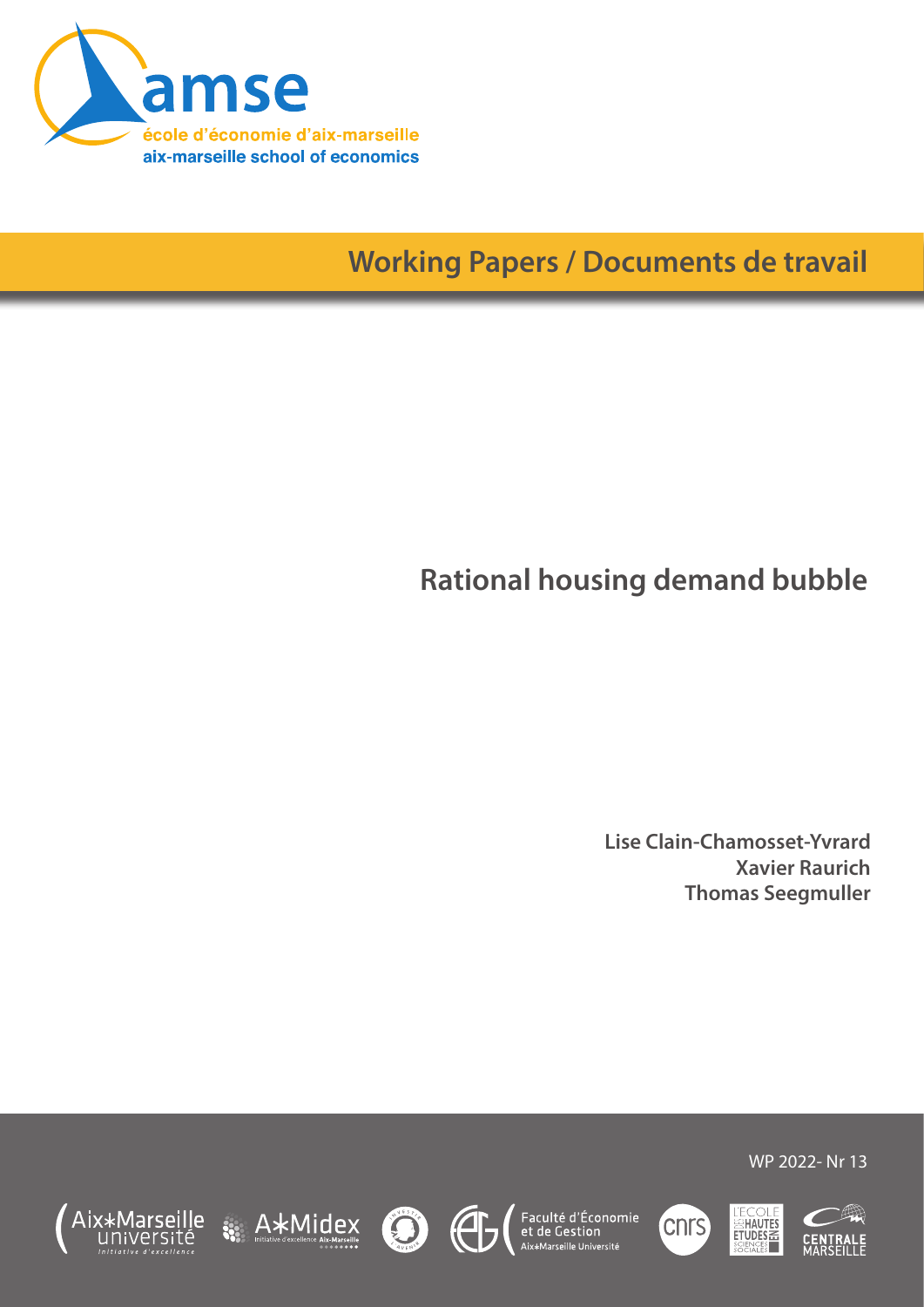amse

école d'économie d'aix-marseille

aix-marseille school of economics

**Working Papers / Documents de travail**

# Rational housing demand bubble

**Lise Clain-Chamosset-Yvrard**
**Xavier Raurich**
**Thomas Seegmuller**

WP 2022- Nr 13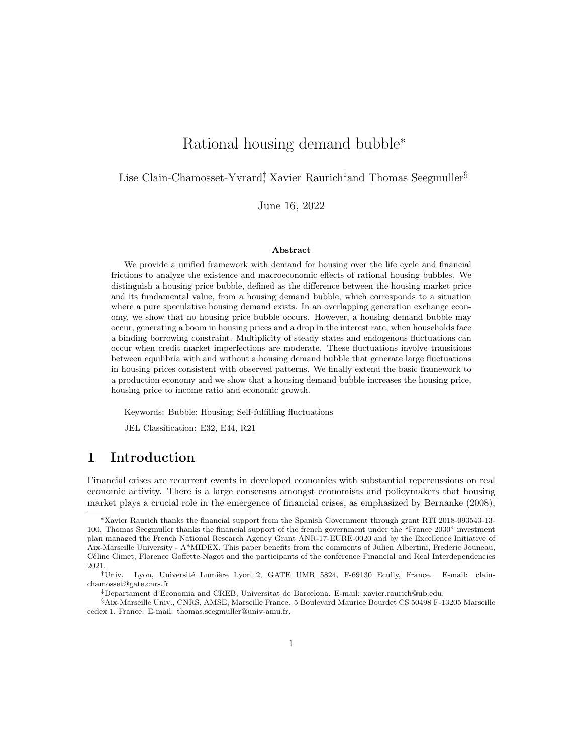# Rational housing demand bubble*

Lise Clain-Chamosset-Yvrard[†], Xavier Raurich[‡] and Thomas Seegmuller[§]

June 16, 2022

**Abstract**

We provide a unified framework with demand for housing over the life cycle and financial frictions to analyze the existence and macroeconomic effects of rational housing bubbles. We distinguish a housing price bubble, defined as the difference between the housing market price and its fundamental value, from a housing demand bubble, which corresponds to a situation where a pure speculative housing demand exists. In an overlapping generation exchange economy, we show that no housing price bubble occurs. However, a housing demand bubble may occur, generating a boom in housing prices and a drop in the interest rate, when households face a binding borrowing constraint. Multiplicity of steady states and endogenous fluctuations can occur when credit market imperfections are moderate. These fluctuations involve transitions between equilibria with and without a housing demand bubble that generate large fluctuations in housing prices consistent with observed patterns. We finally extend the basic framework to a production economy and we show that a housing demand bubble increases the housing price, housing price to income ratio and economic growth.

Keywords: Bubble; Housing; Self-fulfilling fluctuations

JEL Classification: E32, E44, R21

## 1 Introduction

Financial crises are recurrent events in developed economies with substantial repercussions on real economic activity. There is a large consensus amongst economists and policymakers that housing market plays a crucial role in the emergence of financial crises, as emphasized by Bernanke (2008),

---

*Xavier Raurich thanks the financial support from the Spanish Government through grant RTI 2018-093543-13-100. Thomas Seegmuller thanks the financial support of the french government under the "France 2030" investment plan managed the French National Research Agency Grant ANR-17-EURE-0020 and by the Excellence Initiative of Aix-Marseille University - A*MIDEX. This paper benefits from the comments of Julien Albertini, Frederic Jouneau, Céline Gimet, Florence Goffette-Nagot and the participants of the conference Financial and Real Interdependencies 2021.

[†]Univ. Lyon, Université Lumière Lyon 2, GATE UMR 5824, F-69130 Ecully, France. E-mail: clain-chamosset@gate.cnrs.fr

[‡]Departament d'Economia and CREB, Universitat de Barcelona. E-mail: xavier.raurich@ub.edu.

[§]Aix-Marseille Univ., CNRS, AMSE, Marseille France. 5 Boulevard Maurice Bourdet CS 50498 F-13205 Marseille cedex 1, France. E-mail: thomas.seegmuller@univ-amu.fr.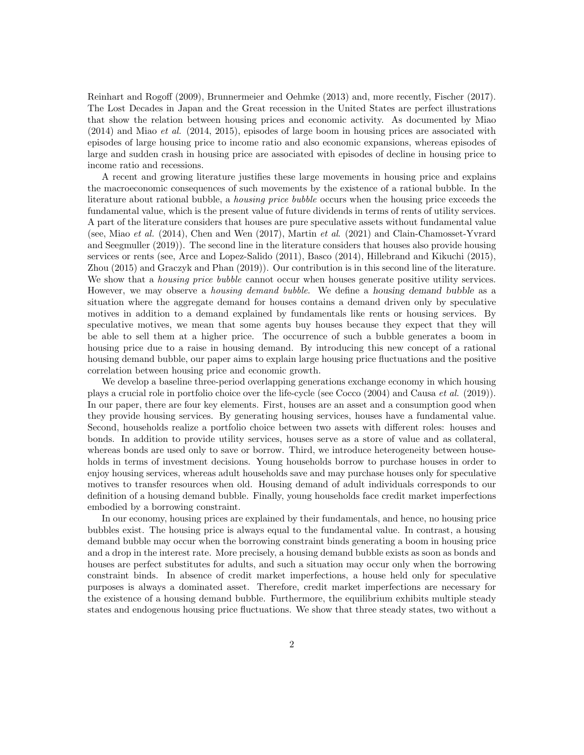Reinhart and Rogoff (2009), Brunnermeier and Oehmke (2013) and, more recently, Fischer (2017). The Lost Decades in Japan and the Great recession in the United States are perfect illustrations that show the relation between housing prices and economic activity. As documented by Miao (2014) and Miao *et al.* (2014, 2015), episodes of large boom in housing prices are associated with episodes of large housing price to income ratio and also economic expansions, whereas episodes of large and sudden crash in housing price are associated with episodes of decline in housing price to income ratio and recessions.

A recent and growing literature justifies these large movements in housing price and explains the macroeconomic consequences of such movements by the existence of a rational bubble. In the literature about rational bubble, a *housing price bubble* occurs when the housing price exceeds the fundamental value, which is the present value of future dividends in terms of rents of utility services. A part of the literature considers that houses are pure speculative assets without fundamental value (see, Miao *et al.* (2014), Chen and Wen (2017), Martin *et al.* (2021) and Clain-Chamosset-Yvrard and Seegmuller (2019)). The second line in the literature considers that houses also provide housing services or rents (see, Arce and Lopez-Salido (2011), Basco (2014), Hillebrand and Kikuchi (2015), Zhou (2015) and Graczyk and Phan (2019)). Our contribution is in this second line of the literature. We show that a *housing price bubble* cannot occur when houses generate positive utility services. However, we may observe a *housing demand bubble*. We define a *housing demand bubble* as a situation where the aggregate demand for houses contains a demand driven only by speculative motives in addition to a demand explained by fundamentals like rents or housing services. By speculative motives, we mean that some agents buy houses because they expect that they will be able to sell them at a higher price. The occurrence of such a bubble generates a boom in housing price due to a raise in housing demand. By introducing this new concept of a rational housing demand bubble, our paper aims to explain large housing price fluctuations and the positive correlation between housing price and economic growth.

We develop a baseline three-period overlapping generations exchange economy in which housing plays a crucial role in portfolio choice over the life-cycle (see Cocco (2004) and Causa *et al.* (2019)). In our paper, there are four key elements. First, houses are an asset and a consumption good when they provide housing services. By generating housing services, houses have a fundamental value. Second, households realize a portfolio choice between two assets with different roles: houses and bonds. In addition to provide utility services, houses serve as a store of value and as collateral, whereas bonds are used only to save or borrow. Third, we introduce heterogeneity between households in terms of investment decisions. Young households borrow to purchase houses in order to enjoy housing services, whereas adult households save and may purchase houses only for speculative motives to transfer resources when old. Housing demand of adult individuals corresponds to our definition of a housing demand bubble. Finally, young households face credit market imperfections embodied by a borrowing constraint.

In our economy, housing prices are explained by their fundamentals, and hence, no housing price bubbles exist. The housing price is always equal to the fundamental value. In contrast, a housing demand bubble may occur when the borrowing constraint binds generating a boom in housing price and a drop in the interest rate. More precisely, a housing demand bubble exists as soon as bonds and houses are perfect substitutes for adults, and such a situation may occur only when the borrowing constraint binds. In absence of credit market imperfections, a house held only for speculative purposes is always a dominated asset. Therefore, credit market imperfections are necessary for the existence of a housing demand bubble. Furthermore, the equilibrium exhibits multiple steady states and endogenous housing price fluctuations. We show that three steady states, two without a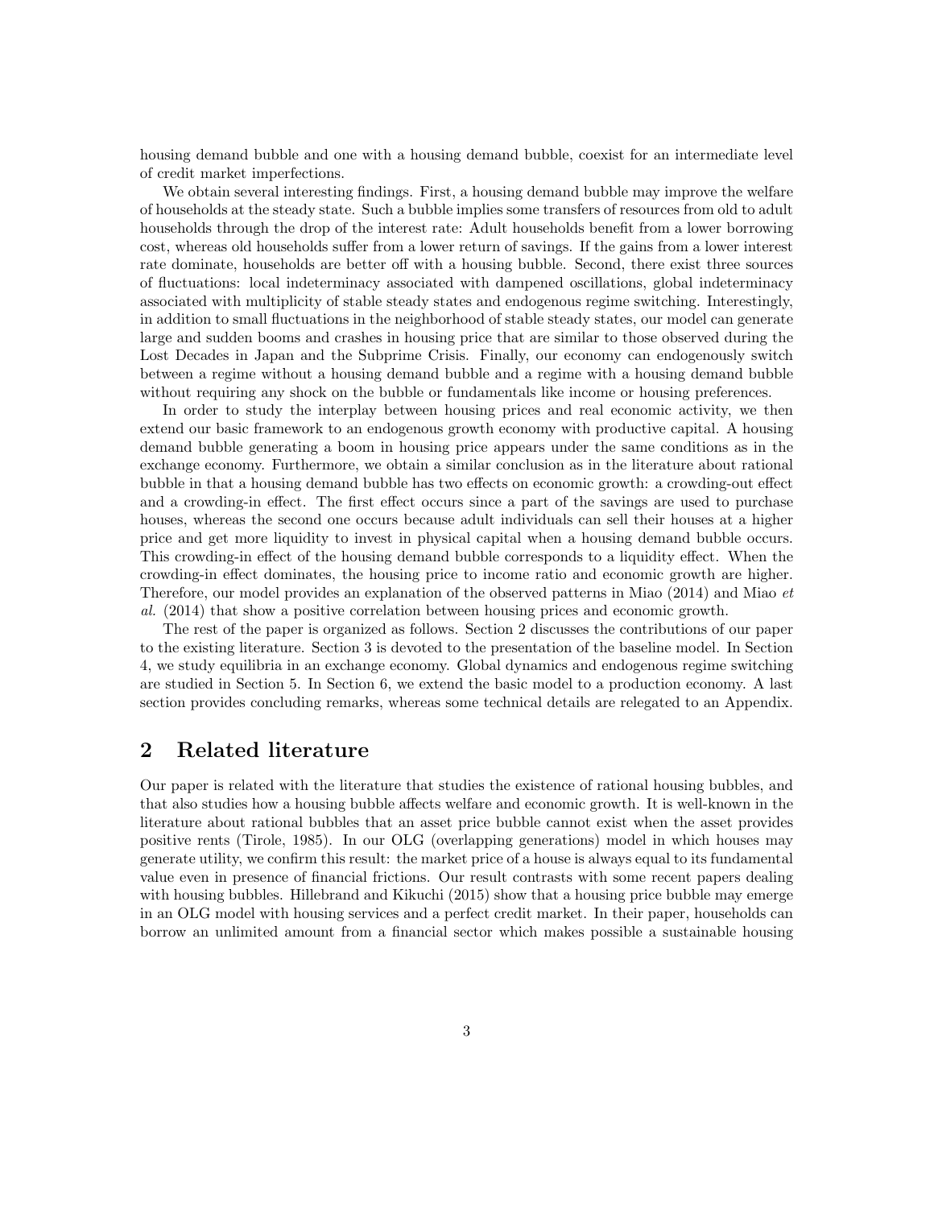housing demand bubble and one with a housing demand bubble, coexist for an intermediate level of credit market imperfections.

We obtain several interesting findings. First, a housing demand bubble may improve the welfare of households at the steady state. Such a bubble implies some transfers of resources from old to adult households through the drop of the interest rate: Adult households benefit from a lower borrowing cost, whereas old households suffer from a lower return of savings. If the gains from a lower interest rate dominate, households are better off with a housing bubble. Second, there exist three sources of fluctuations: local indeterminacy associated with dampened oscillations, global indeterminacy associated with multiplicity of stable steady states and endogenous regime switching. Interestingly, in addition to small fluctuations in the neighborhood of stable steady states, our model can generate large and sudden booms and crashes in housing price that are similar to those observed during the Lost Decades in Japan and the Subprime Crisis. Finally, our economy can endogenously switch between a regime without a housing demand bubble and a regime with a housing demand bubble without requiring any shock on the bubble or fundamentals like income or housing preferences.

In order to study the interplay between housing prices and real economic activity, we then extend our basic framework to an endogenous growth economy with productive capital. A housing demand bubble generating a boom in housing price appears under the same conditions as in the exchange economy. Furthermore, we obtain a similar conclusion as in the literature about rational bubble in that a housing demand bubble has two effects on economic growth: a crowding-out effect and a crowding-in effect. The first effect occurs since a part of the savings are used to purchase houses, whereas the second one occurs because adult individuals can sell their houses at a higher price and get more liquidity to invest in physical capital when a housing demand bubble occurs. This crowding-in effect of the housing demand bubble corresponds to a liquidity effect. When the crowding-in effect dominates, the housing price to income ratio and economic growth are higher. Therefore, our model provides an explanation of the observed patterns in Miao (2014) and Miao *et al.* (2014) that show a positive correlation between housing prices and economic growth.

The rest of the paper is organized as follows. Section 2 discusses the contributions of our paper to the existing literature. Section 3 is devoted to the presentation of the baseline model. In Section 4, we study equilibria in an exchange economy. Global dynamics and endogenous regime switching are studied in Section 5. In Section 6, we extend the basic model to a production economy. A last section provides concluding remarks, whereas some technical details are relegated to an Appendix.

## 2 Related literature

Our paper is related with the literature that studies the existence of rational housing bubbles, and that also studies how a housing bubble affects welfare and economic growth. It is well-known in the literature about rational bubbles that an asset price bubble cannot exist when the asset provides positive rents (Tirole, 1985). In our OLG (overlapping generations) model in which houses may generate utility, we confirm this result: the market price of a house is always equal to its fundamental value even in presence of financial frictions. Our result contrasts with some recent papers dealing with housing bubbles. Hillebrand and Kikuchi (2015) show that a housing price bubble may emerge in an OLG model with housing services and a perfect credit market. In their paper, households can borrow an unlimited amount from a financial sector which makes possible a sustainable housing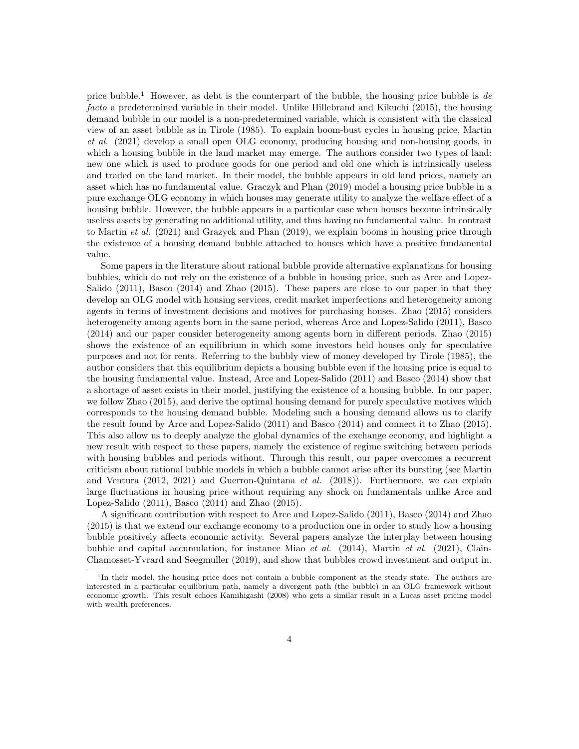price bubble.[1] However, as debt is the counterpart of the bubble, the housing price bubble is *de facto* a predetermined variable in their model. Unlike Hillebrand and Kikuchi (2015), the housing demand bubble in our model is a non-predetermined variable, which is consistent with the classical view of an asset bubble as in Tirole (1985). To explain boom-bust cycles in housing price, Martin *et al.* (2021) develop a small open OLG economy, producing housing and non-housing goods, in which a housing bubble in the land market may emerge. The authors consider two types of land: new one which is used to produce goods for one period and old one which is intrinsically useless and traded on the land market. In their model, the bubble appears in old land prices, namely an asset which has no fundamental value. Graczyk and Phan (2019) model a housing price bubble in a pure exchange OLG economy in which houses may generate utility to analyze the welfare effect of a housing bubble. However, the bubble appears in a particular case when houses become intrinsically useless assets by generating no additional utility, and thus having no fundamental value. In contrast to Martin *et al.* (2021) and Grazyck and Phan (2019), we explain booms in housing price through the existence of a housing demand bubble attached to houses which have a positive fundamental value.

Some papers in the literature about rational bubble provide alternative explanations for housing bubbles, which do not rely on the existence of a bubble in housing price, such as Arce and Lopez-Salido (2011), Basco (2014) and Zhao (2015). These papers are close to our paper in that they develop an OLG model with housing services, credit market imperfections and heterogeneity among agents in terms of investment decisions and motives for purchasing houses. Zhao (2015) considers heterogeneity among agents born in the same period, whereas Arce and Lopez-Salido (2011), Basco (2014) and our paper consider heterogeneity among agents born in different periods. Zhao (2015) shows the existence of an equilibrium in which some investors held houses only for speculative purposes and not for rents. Referring to the bubbly view of money developed by Tirole (1985), the author considers that this equilibrium depicts a housing bubble even if the housing price is equal to the housing fundamental value. Instead, Arce and Lopez-Salido (2011) and Basco (2014) show that a shortage of asset exists in their model, justifying the existence of a housing bubble. In our paper, we follow Zhao (2015), and derive the optimal housing demand for purely speculative motives which corresponds to the housing demand bubble. Modeling such a housing demand allows us to clarify the result found by Arce and Lopez-Salido (2011) and Basco (2014) and connect it to Zhao (2015). This also allow us to deeply analyze the global dynamics of the exchange economy, and highlight a new result with respect to these papers, namely the existence of regime switching between periods with housing bubbles and periods without. Through this result, our paper overcomes a recurrent criticism about rational bubble models in which a bubble cannot arise after its bursting (see Martin and Ventura (2012, 2021) and Guerron-Quintana *et al.* (2018)). Furthermore, we can explain large fluctuations in housing price without requiring any shock on fundamentals unlike Arce and Lopez-Salido (2011), Basco (2014) and Zhao (2015).

A significant contribution with respect to Arce and Lopez-Salido (2011), Basco (2014) and Zhao (2015) is that we extend our exchange economy to a production one in order to study how a housing bubble positively affects economic activity. Several papers analyze the interplay between housing bubble and capital accumulation, for instance Miao *et al.* (2014), Martin *et al.* (2021), Clain-Chamosset-Yvrard and Seegmuller (2019), and show that bubbles crowd investment and output in.

[1] In their model, the housing price does not contain a bubble component at the steady state. The authors are interested in a particular equilibrium path, namely a divergent path (the bubble) in an OLG framework without economic growth. This result echoes Kamihigashi (2008) who gets a similar result in a Lucas asset pricing model with wealth preferences.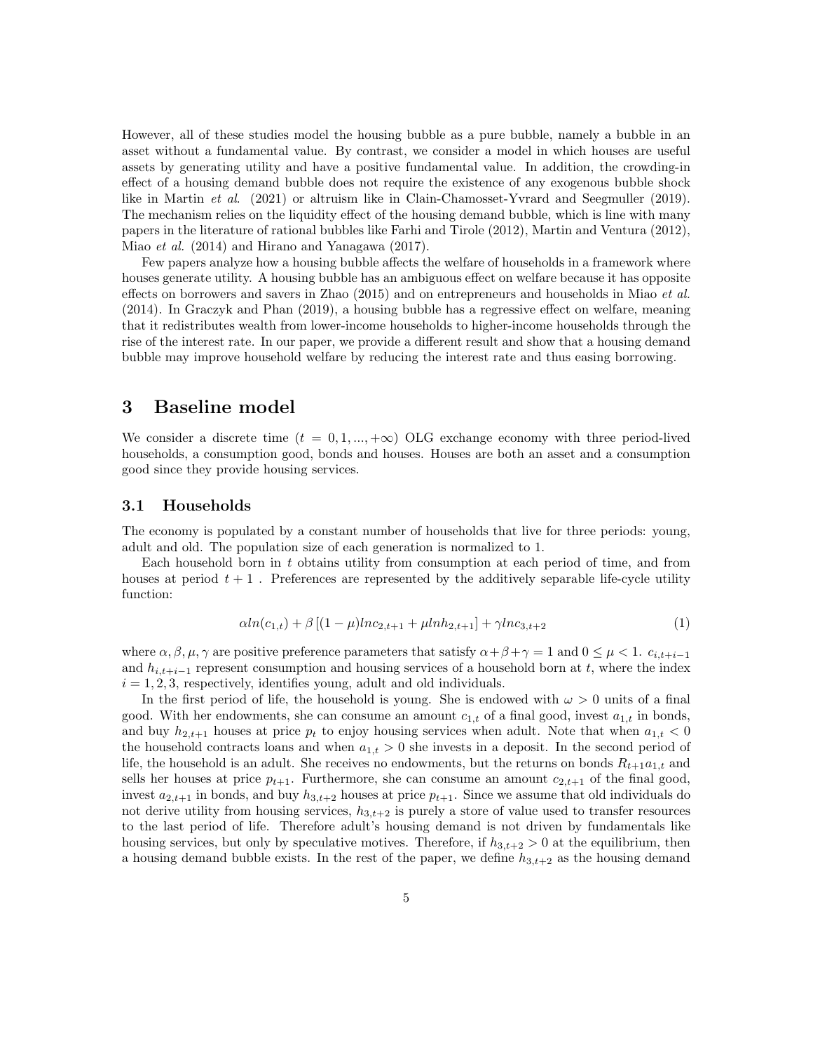However, all of these studies model the housing bubble as a pure bubble, namely a bubble in an asset without a fundamental value. By contrast, we consider a model in which houses are useful assets by generating utility and have a positive fundamental value. In addition, the crowding-in effect of a housing demand bubble does not require the existence of any exogenous bubble shock like in Martin *et al*. (2021) or altruism like in Clain-Chamosset-Yvrard and Seegmuller (2019). The mechanism relies on the liquidity effect of the housing demand bubble, which is line with many papers in the literature of rational bubbles like Farhi and Tirole (2012), Martin and Ventura (2012), Miao *et al.* (2014) and Hirano and Yanagawa (2017).

Few papers analyze how a housing bubble affects the welfare of households in a framework where houses generate utility. A housing bubble has an ambiguous effect on welfare because it has opposite effects on borrowers and savers in Zhao (2015) and on entrepreneurs and households in Miao *et al.* (2014). In Graczyk and Phan (2019), a housing bubble has a regressive effect on welfare, meaning that it redistributes wealth from lower-income households to higher-income households through the rise of the interest rate. In our paper, we provide a different result and show that a housing demand bubble may improve household welfare by reducing the interest rate and thus easing borrowing.

# 3 Baseline model

We consider a discrete time ($t = 0, 1, ..., +\infty$) OLG exchange economy with three period-lived households, a consumption good, bonds and houses. Houses are both an asset and a consumption good since they provide housing services.

## 3.1 Households

The economy is populated by a constant number of households that live for three periods: young, adult and old. The population size of each generation is normalized to 1.

Each household born in $t$ obtains utility from consumption at each period of time, and from houses at period $t + 1$ . Preferences are represented by the additively separable life-cycle utility function:

$$\alpha ln(c_{1,t}) + \beta \left[(1-\mu)lnc_{2,t+1} + \mu lnh_{2,t+1}\right] + \gamma lnc_{3,t+2} \tag{1}$$

where $\alpha, \beta, \mu, \gamma$ are positive preference parameters that satisfy $\alpha+\beta+\gamma = 1$ and $0 \leq \mu < 1$. $c_{i,t+i-1}$ and $h_{i,t+i-1}$ represent consumption and housing services of a household born at $t$, where the index $i = 1, 2, 3$, respectively, identifies young, adult and old individuals.

In the first period of life, the household is young. She is endowed with $\omega > 0$ units of a final good. With her endowments, she can consume an amount $c_{1,t}$ of a final good, invest $a_{1,t}$ in bonds, and buy $h_{2,t+1}$ houses at price $p_t$ to enjoy housing services when adult. Note that when $a_{1,t} < 0$ the household contracts loans and when $a_{1,t} > 0$ she invests in a deposit. In the second period of life, the household is an adult. She receives no endowments, but the returns on bonds $R_{t+1}a_{1,t}$ and sells her houses at price $p_{t+1}$. Furthermore, she can consume an amount $c_{2,t+1}$ of the final good, invest $a_{2,t+1}$ in bonds, and buy $h_{3,t+2}$ houses at price $p_{t+1}$. Since we assume that old individuals do not derive utility from housing services, $h_{3,t+2}$ is purely a store of value used to transfer resources to the last period of life. Therefore adult's housing demand is not driven by fundamentals like housing services, but only by speculative motives. Therefore, if $h_{3,t+2} > 0$ at the equilibrium, then a housing demand bubble exists. In the rest of the paper, we define $h_{3,t+2}$ as the housing demand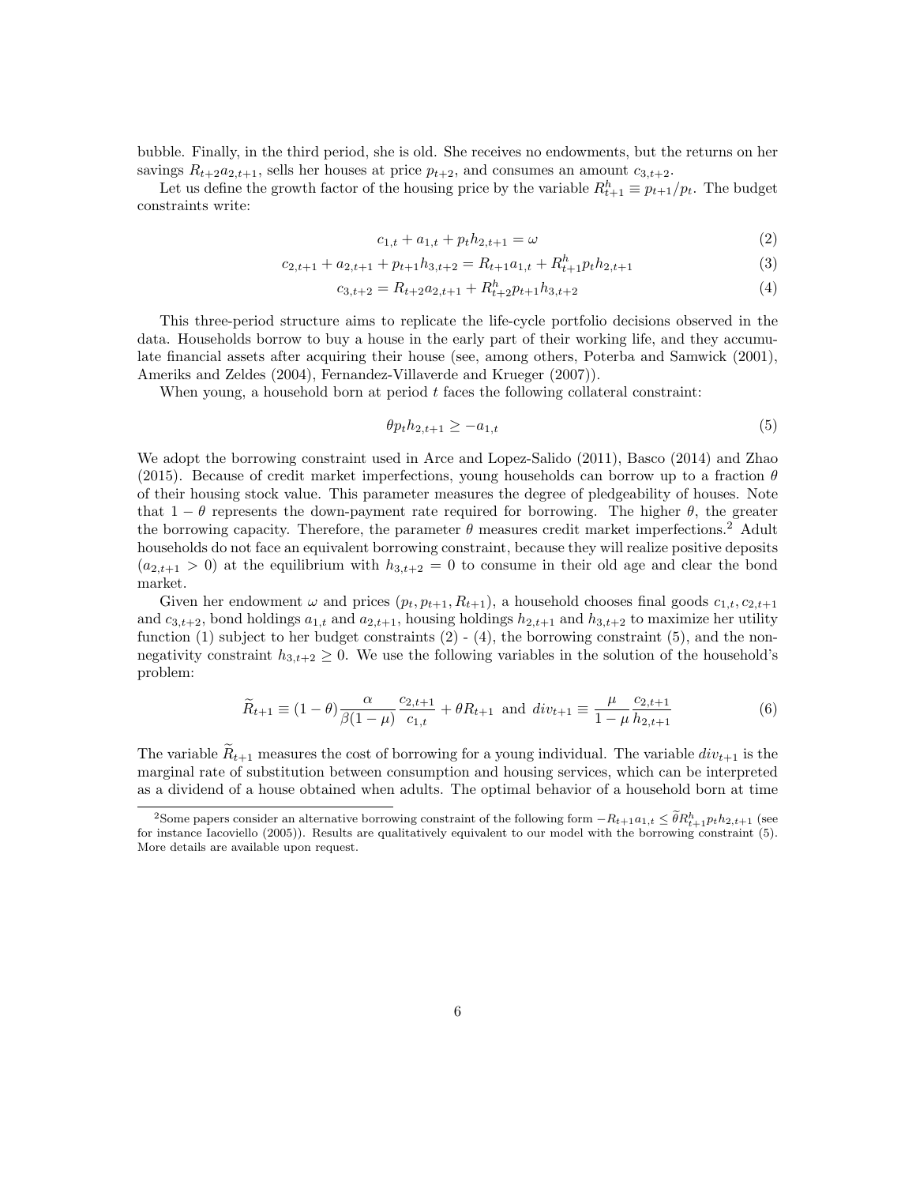bubble. Finally, in the third period, she is old. She receives no endowments, but the returns on her savings $R_{t+2}a_{2,t+1}$, sells her houses at price $p_{t+2}$, and consumes an amount $c_{3,t+2}$.

Let us define the growth factor of the housing price by the variable $R^h_{t+1} \equiv p_{t+1}/p_t$. The budget constraints write:

$$c_{1,t} + a_{1,t} + p_t h_{2,t+1} = \omega \tag{2}$$

$$c_{2,t+1} + a_{2,t+1} + p_{t+1} h_{3,t+2} = R_{t+1} a_{1,t} + R^h_{t+1} p_t h_{2,t+1} \tag{3}$$

$$c_{3,t+2} = R_{t+2} a_{2,t+1} + R^h_{t+2} p_{t+1} h_{3,t+2} \tag{4}$$

This three-period structure aims to replicate the life-cycle portfolio decisions observed in the data. Households borrow to buy a house in the early part of their working life, and they accumulate financial assets after acquiring their house (see, among others, Poterba and Samwick (2001), Ameriks and Zeldes (2004), Fernandez-Villaverde and Krueger (2007)).

When young, a household born at period $t$ faces the following collateral constraint:

$$\theta p_t h_{2,t+1} \geq -a_{1,t} \tag{5}$$

We adopt the borrowing constraint used in Arce and Lopez-Salido (2011), Basco (2014) and Zhao (2015). Because of credit market imperfections, young households can borrow up to a fraction $\theta$ of their housing stock value. This parameter measures the degree of pledgeability of houses. Note that $1 - \theta$ represents the down-payment rate required for borrowing. The higher $\theta$, the greater the borrowing capacity. Therefore, the parameter $\theta$ measures credit market imperfections.[2] Adult households do not face an equivalent borrowing constraint, because they will realize positive deposits ($a_{2,t+1} > 0$) at the equilibrium with $h_{3,t+2} = 0$ to consume in their old age and clear the bond market.

Given her endowment $\omega$ and prices $(p_t, p_{t+1}, R_{t+1})$, a household chooses final goods $c_{1,t}, c_{2,t+1}$ and $c_{3,t+2}$, bond holdings $a_{1,t}$ and $a_{2,t+1}$, housing holdings $h_{2,t+1}$ and $h_{3,t+2}$ to maximize her utility function (1) subject to her budget constraints (2) - (4), the borrowing constraint (5), and the non-negativity constraint $h_{3,t+2} \geq 0$. We use the following variables in the solution of the household's problem:

$$\widetilde{R}_{t+1} \equiv (1-\theta)\frac{\alpha}{\beta(1-\mu)}\frac{c_{2,t+1}}{c_{1,t}} + \theta R_{t+1} \text{ and } div_{t+1} \equiv \frac{\mu}{1-\mu}\frac{c_{2,t+1}}{h_{2,t+1}} \tag{6}$$

The variable $\widetilde{R}_{t+1}$ measures the cost of borrowing for a young individual. The variable $div_{t+1}$ is the marginal rate of substitution between consumption and housing services, which can be interpreted as a dividend of a house obtained when adults. The optimal behavior of a household born at time

[2] Some papers consider an alternative borrowing constraint of the following form $-R_{t+1}a_{1,t} \leq \widetilde{\theta} R^h_{t+1} p_t h_{2,t+1}$ (see for instance Iacoviello (2005)). Results are qualitatively equivalent to our model with the borrowing constraint (5). More details are available upon request.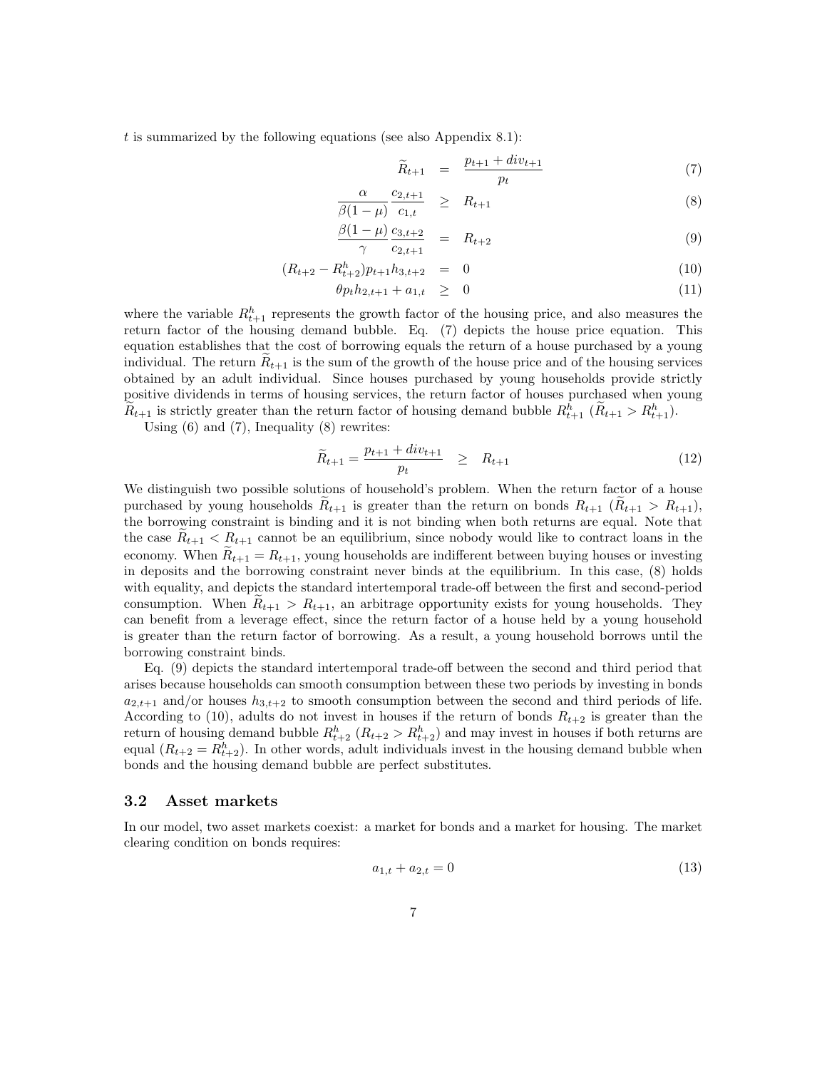$t$ is summarized by the following equations (see also Appendix 8.1):

$$\widetilde{R}_{t+1} = \frac{p_{t+1} + div_{t+1}}{p_t} \tag{7}$$

$$\frac{\alpha}{\beta(1-\mu)} \frac{c_{2,t+1}}{c_{1,t}} \geq R_{t+1} \tag{8}$$

$$\frac{\beta(1-\mu)}{\gamma} \frac{c_{3,t+2}}{c_{2,t+1}} = R_{t+2} \tag{9}$$

$$(R_{t+2} - R^h_{t+2}) p_{t+1} h_{3,t+2} = 0 \tag{10}$$

$$\theta p_t h_{2,t+1} + a_{1,t} \geq 0 \tag{11}$$

where the variable $R^h_{t+1}$ represents the growth factor of the housing price, and also measures the return factor of the housing demand bubble. Eq. (7) depicts the house price equation. This equation establishes that the cost of borrowing equals the return of a house purchased by a young individual. The return $\widetilde{R}_{t+1}$ is the sum of the growth of the house price and of the housing services obtained by an adult individual. Since houses purchased by young households provide strictly positive dividends in terms of housing services, the return factor of houses purchased when young $\widetilde{R}_{t+1}$ is strictly greater than the return factor of housing demand bubble $R^h_{t+1}$ ($\widetilde{R}_{t+1} > R^h_{t+1}$).

Using (6) and (7), Inequality (8) rewrites:

$$\widetilde{R}_{t+1} = \frac{p_{t+1} + div_{t+1}}{p_t} \geq R_{t+1} \tag{12}$$

We distinguish two possible solutions of household's problem. When the return factor of a house purchased by young households $\widetilde{R}_{t+1}$ is greater than the return on bonds $R_{t+1}$ ($\widetilde{R}_{t+1} > R_{t+1}$), the borrowing constraint is binding and it is not binding when both returns are equal. Note that the case $\widetilde{R}_{t+1} < R_{t+1}$ cannot be an equilibrium, since nobody would like to contract loans in the economy. When $\widetilde{R}_{t+1} = R_{t+1}$, young households are indifferent between buying houses or investing in deposits and the borrowing constraint never binds at the equilibrium. In this case, (8) holds with equality, and depicts the standard intertemporal trade-off between the first and second-period consumption. When $\widetilde{R}_{t+1} > R_{t+1}$, an arbitrage opportunity exists for young households. They can benefit from a leverage effect, since the return factor of a house held by a young household is greater than the return factor of borrowing. As a result, a young household borrows until the borrowing constraint binds.

Eq. (9) depicts the standard intertemporal trade-off between the second and third period that arises because households can smooth consumption between these two periods by investing in bonds $a_{2,t+1}$ and/or houses $h_{3,t+2}$ to smooth consumption between the second and third periods of life. According to (10), adults do not invest in houses if the return of bonds $R_{t+2}$ is greater than the return of housing demand bubble $R^h_{t+2}$ ($R_{t+2} > R^h_{t+2}$) and may invest in houses if both returns are equal ($R_{t+2} = R^h_{t+2}$). In other words, adult individuals invest in the housing demand bubble when bonds and the housing demand bubble are perfect substitutes.

### 3.2 Asset markets

In our model, two asset markets coexist: a market for bonds and a market for housing. The market clearing condition on bonds requires:

$$a_{1,t} + a_{2,t} = 0 \tag{13}$$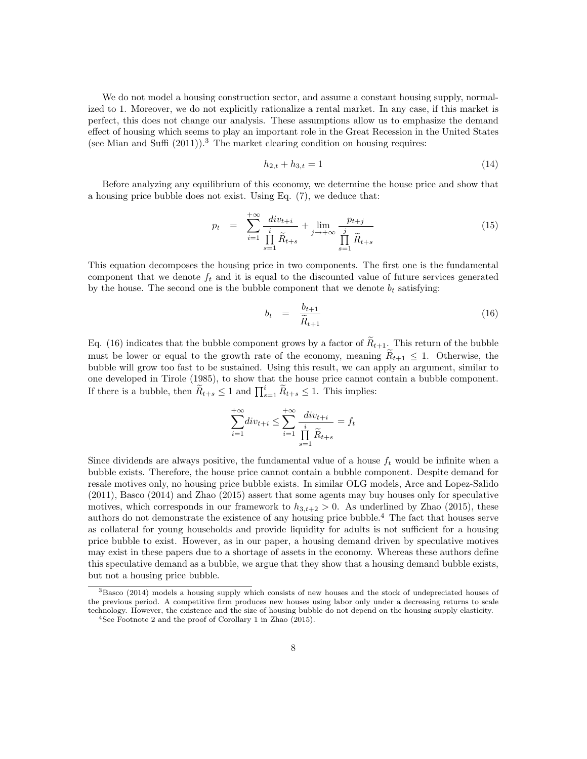We do not model a housing construction sector, and assume a constant housing supply, normalized to 1. Moreover, we do not explicitly rationalize a rental market. In any case, if this market is perfect, this does not change our analysis. These assumptions allow us to emphasize the demand effect of housing which seems to play an important role in the Great Recession in the United States (see Mian and Suffi (2011)).[3] The market clearing condition on housing requires:

$$h_{2,t} + h_{3,t} = 1 \tag{14}$$

Before analyzing any equilibrium of this economy, we determine the house price and show that a housing price bubble does not exist. Using Eq. (7), we deduce that:

$$p_t = \sum_{i=1}^{+\infty} \frac{div_{t+i}}{\prod_{s=1}^{i} \widetilde{R}_{t+s}} + \lim_{j \to +\infty} \frac{p_{t+j}}{\prod_{s=1}^{j} \widetilde{R}_{t+s}} \tag{15}$$

This equation decomposes the housing price in two components. The first one is the fundamental component that we denote $f_t$ and it is equal to the discounted value of future services generated by the house. The second one is the bubble component that we denote $b_t$ satisfying:

$$b_t = \frac{b_{t+1}}{\widetilde{R}_{t+1}} \tag{16}$$

Eq. (16) indicates that the bubble component grows by a factor of $\widetilde{R}_{t+1}$. This return of the bubble must be lower or equal to the growth rate of the economy, meaning $\widetilde{R}_{t+1} \leq 1$. Otherwise, the bubble will grow too fast to be sustained. Using this result, we can apply an argument, similar to one developed in Tirole (1985), to show that the house price cannot contain a bubble component. If there is a bubble, then $\widetilde{R}_{t+s} \leq 1$ and $\prod_{s=1}^{i} \widetilde{R}_{t+s} \leq 1$. This implies:

$$\sum_{i=1}^{+\infty} div_{t+i} \leq \sum_{i=1}^{+\infty} \frac{div_{t+i}}{\prod_{s=1}^{i} \widetilde{R}_{t+s}} = f_t$$

Since dividends are always positive, the fundamental value of a house $f_t$ would be infinite when a bubble exists. Therefore, the house price cannot contain a bubble component. Despite demand for resale motives only, no housing price bubble exists. In similar OLG models, Arce and Lopez-Salido (2011), Basco (2014) and Zhao (2015) assert that some agents may buy houses only for speculative motives, which corresponds in our framework to $h_{3,t+2} > 0$. As underlined by Zhao (2015), these authors do not demonstrate the existence of any housing price bubble.[4] The fact that houses serve as collateral for young households and provide liquidity for adults is not sufficient for a housing price bubble to exist. However, as in our paper, a housing demand driven by speculative motives may exist in these papers due to a shortage of assets in the economy. Whereas these authors define this speculative demand as a bubble, we argue that they show that a housing demand bubble exists, but not a housing price bubble.

[3] Basco (2014) models a housing supply which consists of new houses and the stock of undepreciated houses of the previous period. A competitive firm produces new houses using labor only under a decreasing returns to scale technology. However, the existence and the size of housing bubble do not depend on the housing supply elasticity.

[4] See Footnote 2 and the proof of Corollary 1 in Zhao (2015).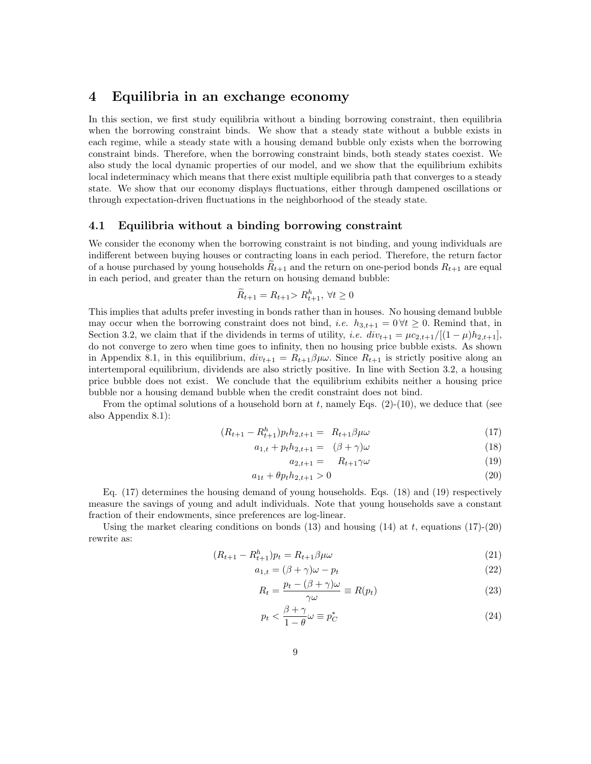# 4 Equilibria in an exchange economy

In this section, we first study equilibria without a binding borrowing constraint, then equilibria when the borrowing constraint binds. We show that a steady state without a bubble exists in each regime, while a steady state with a housing demand bubble only exists when the borrowing constraint binds. Therefore, when the borrowing constraint binds, both steady states coexist. We also study the local dynamic properties of our model, and we show that the equilibrium exhibits local indeterminacy which means that there exist multiple equilibria path that converges to a steady state. We show that our economy displays fluctuations, either through dampened oscillations or through expectation-driven fluctuations in the neighborhood of the steady state.

## 4.1 Equilibria without a binding borrowing constraint

We consider the economy when the borrowing constraint is not binding, and young individuals are indifferent between buying houses or contracting loans in each period. Therefore, the return factor of a house purchased by young households $\widetilde{R}_{t+1}$ and the return on one-period bonds $R_{t+1}$ are equal in each period, and greater than the return on housing demand bubble:

$$\widetilde{R}_{t+1} = R_{t+1} > R^h_{t+1},\ \forall t \geq 0$$

This implies that adults prefer investing in bonds rather than in houses. No housing demand bubble may occur when the borrowing constraint does not bind, *i.e.* $h_{3,t+1} = 0\,\forall t \geq 0$. Remind that, in Section 3.2, we claim that if the dividends in terms of utility, *i.e.* $div_{t+1} = \mu c_{2,t+1}/[(1-\mu)h_{2,t+1}]$, do not converge to zero when time goes to infinity, then no housing price bubble exists. As shown in Appendix 8.1, in this equilibrium, $div_{t+1} = R_{t+1}\beta\mu\omega$. Since $R_{t+1}$ is strictly positive along an intertemporal equilibrium, dividends are also strictly positive. In line with Section 3.2, a housing price bubble does not exist. We conclude that the equilibrium exhibits neither a housing price bubble nor a housing demand bubble when the credit constraint does not bind.

From the optimal solutions of a household born at $t$, namely Eqs. (2)-(10), we deduce that (see also Appendix 8.1):

$$(R_{t+1} - R^h_{t+1})p_t h_{2,t+1} = R_{t+1}\beta\mu\omega \tag{17}$$

$$a_{1,t} + p_t h_{2,t+1} = (\beta+\gamma)\omega \tag{18}$$

$$a_{2,t+1} = R_{t+1}\gamma\omega \tag{19}$$

$$a_{1t} + \theta p_t h_{2,t+1} > 0 \tag{20}$$

Eq. (17) determines the housing demand of young households. Eqs. (18) and (19) respectively measure the savings of young and adult individuals. Note that young households save a constant fraction of their endowments, since preferences are log-linear.

Using the market clearing conditions on bonds (13) and housing (14) at $t$, equations (17)-(20) rewrite as:

$$(R_{t+1} - R^h_{t+1})p_t = R_{t+1}\beta\mu\omega \tag{21}$$

$$a_{1,t} = (\beta+\gamma)\omega - p_t \tag{22}$$

$$R_t = \frac{p_t - (\beta+\gamma)\omega}{\gamma\omega} \equiv R(p_t) \tag{23}$$

$$p_t < \frac{\beta+\gamma}{1-\theta}\omega \equiv p^*_C \tag{24}$$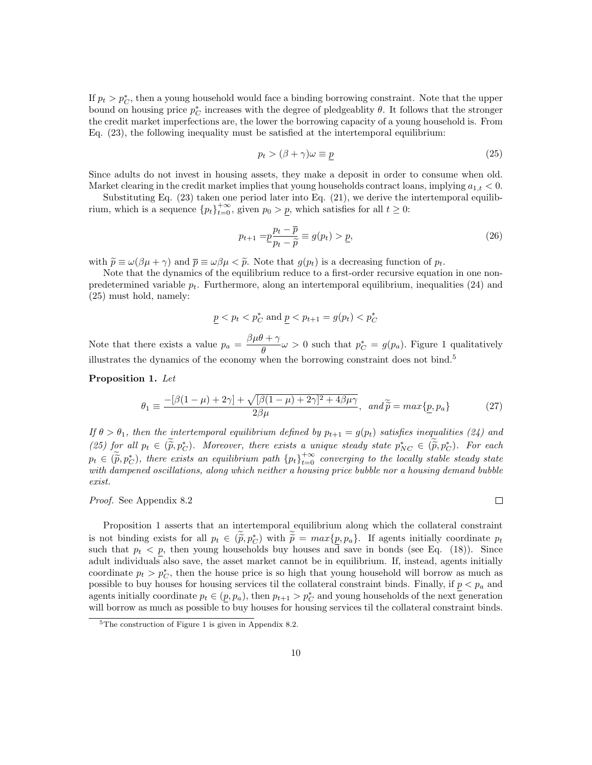If $p_t > p_C^*$, then a young household would face a binding borrowing constraint. Note that the upper bound on housing price $p_C^*$ increases with the degree of pledgeablity $\theta$. It follows that the stronger the credit market imperfections are, the lower the borrowing capacity of a young household is. From Eq. (23), the following inequality must be satisfied at the intertemporal equilibrium:

$$p_t > (\beta + \gamma)\omega \equiv \underline{p} \tag{25}$$

Since adults do not invest in housing assets, they make a deposit in order to consume when old. Market clearing in the credit market implies that young households contract loans, implying $a_{1,t} < 0$.

Substituting Eq. (23) taken one period later into Eq. (21), we derive the intertemporal equilibrium, which is a sequence $\{p_t\}_{t=0}^{+\infty}$, given $p_0 > \underline{p}$, which satisfies for all $t \geq 0$:

$$p_{t+1} = \underline{p}\frac{p_t - \overline{p}}{p_t - \widetilde{p}} \equiv g(p_t) > \underline{p}, \tag{26}$$

with $\widetilde{p} \equiv \omega(\beta\mu + \gamma)$ and $\overline{p} \equiv \omega\beta\mu < \widetilde{p}$. Note that $g(p_t)$ is a decreasing function of $p_t$.

Note that the dynamics of the equilibrium reduce to a first-order recursive equation in one non-predetermined variable $p_t$. Furthermore, along an intertemporal equilibrium, inequalities (24) and (25) must hold, namely:

$$\underline{p} < p_t < p_C^* \text{ and } \underline{p} < p_{t+1} = g(p_t) < p_C^*$$

Note that there exists a value $p_a = \dfrac{\beta\mu\theta + \gamma}{\theta}\omega > 0$ such that $p_C^* = g(p_a)$. Figure 1 qualitatively illustrates the dynamics of the economy when the borrowing constraint does not bind.[5]

**Proposition 1.** *Let*

$$\theta_1 \equiv \frac{-[\beta(1-\mu) + 2\gamma] + \sqrt{[\beta(1-\mu) + 2\gamma]^2 + 4\beta\mu\gamma}}{2\beta\mu}, \quad and\, \widetilde{\widetilde{p}} = max\{\underline{p}, p_a\} \tag{27}$$

*If $\theta > \theta_1$, then the intertemporal equilibrium defined by $p_{t+1} = g(p_t)$ satisfies inequalities (24) and (25) for all $p_t \in (\widetilde{\widetilde{p}}, p_C^*)$. Moreover, there exists a unique steady state $p_{NC}^* \in (\widetilde{\widetilde{p}}, p_C^*)$. For each $p_t \in (\widetilde{\widetilde{p}}, p_C^*)$, there exists an equilibrium path $\{p_t\}_{t=0}^{+\infty}$ converging to the locally stable steady state with dampened oscillations, along which neither a housing price bubble nor a housing demand bubble exist.*

*Proof.* See Appendix 8.2 $\square$

Proposition 1 asserts that an intertemporal equilibrium along which the collateral constraint is not binding exists for all $p_t \in (\widetilde{\widetilde{p}}, p_C^*)$ with $\widetilde{\widetilde{p}} = max\{\underline{p}, p_a\}$. If agents initially coordinate $p_t$ such that $p_t < \underline{p}$, then young households buy houses and save in bonds (see Eq. (18)). Since adult individuals also save, the asset market cannot be in equilibrium. If, instead, agents initially coordinate $p_t > p_C^*$, then the house price is so high that young household will borrow as much as possible to buy houses for housing services til the collateral constraint binds. Finally, if $\underline{p} < p_a$ and agents initially coordinate $p_t \in (\underline{p}, p_a)$, then $p_{t+1} > p_C^*$ and young households of the next generation will borrow as much as possible to buy houses for housing services til the collateral constraint binds.

[5]The construction of Figure 1 is given in Appendix 8.2.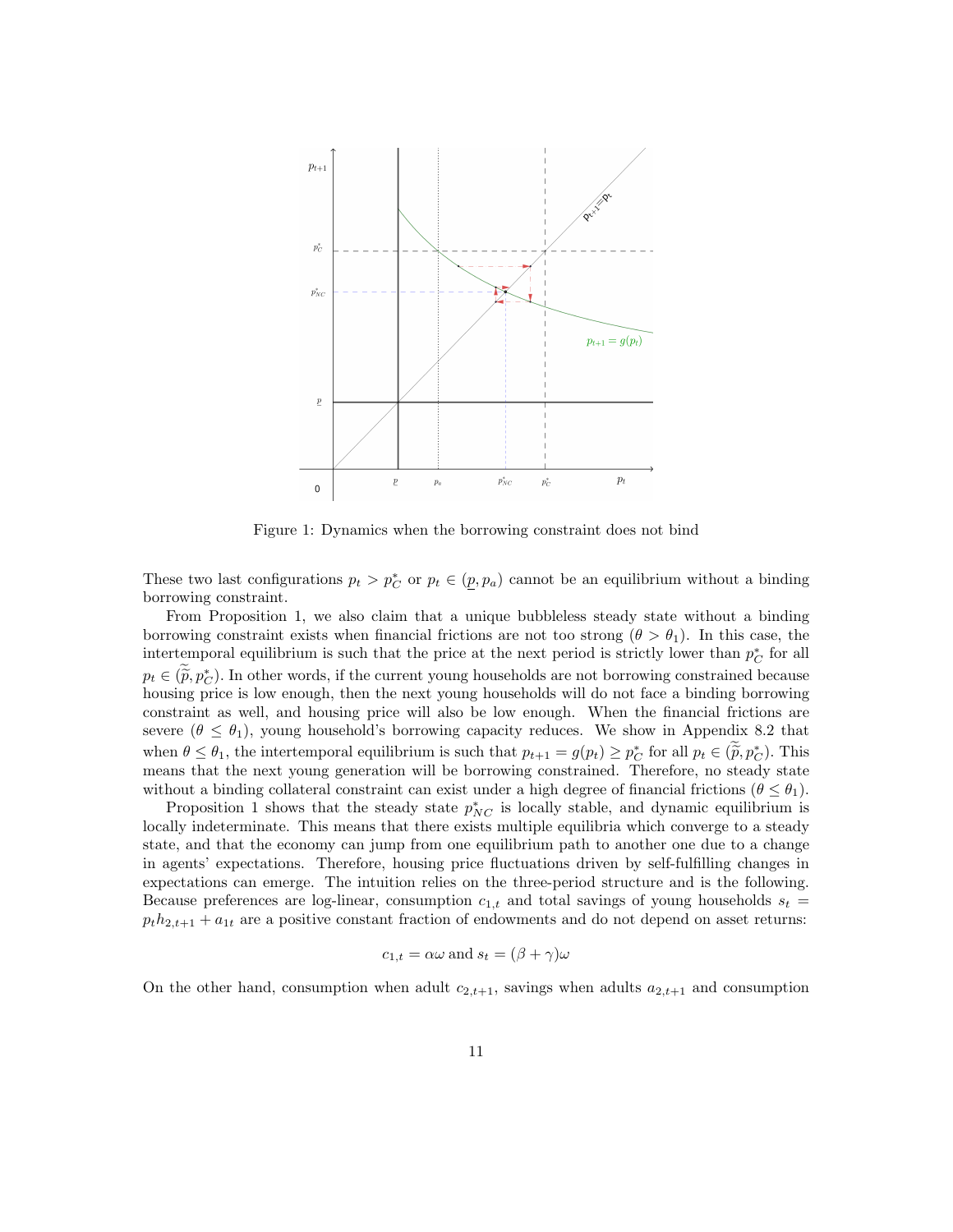Figure 1: Dynamics when the borrowing constraint does not bind

These two last configurations $p_t > p^*_C$ or $p_t \in (\underline{p}, p_a)$ cannot be an equilibrium without a binding borrowing constraint.

From Proposition 1, we also claim that a unique bubbleless steady state without a binding borrowing constraint exists when financial frictions are not too strong ($\theta > \theta_1$). In this case, the intertemporal equilibrium is such that the price at the next period is strictly lower than $p^*_C$ for all $p_t \in (\widetilde{p}, p^*_C)$. In other words, if the current young households are not borrowing constrained because housing price is low enough, then the next young households will do not face a binding borrowing constraint as well, and housing price will also be low enough. When the financial frictions are severe ($\theta \leq \theta_1$), young household's borrowing capacity reduces. We show in Appendix 8.2 that when $\theta \leq \theta_1$, the intertemporal equilibrium is such that $p_{t+1} = g(p_t) \geq p^*_C$ for all $p_t \in (\widetilde{p}, p^*_C)$. This means that the next young generation will be borrowing constrained. Therefore, no steady state without a binding collateral constraint can exist under a high degree of financial frictions ($\theta \leq \theta_1$).

Proposition 1 shows that the steady state $p^*_{NC}$ is locally stable, and dynamic equilibrium is locally indeterminate. This means that there exists multiple equilibria which converge to a steady state, and that the economy can jump from one equilibrium path to another one due to a change in agents' expectations. Therefore, housing price fluctuations driven by self-fulfilling changes in expectations can emerge. The intuition relies on the three-period structure and is the following. Because preferences are log-linear, consumption $c_{1,t}$ and total savings of young households $s_t = p_t h_{2,t+1} + a_{1t}$ are a positive constant fraction of endowments and do not depend on asset returns:

$$c_{1,t} = \alpha\omega \text{ and } s_t = (\beta + \gamma)\omega$$

On the other hand, consumption when adult $c_{2,t+1}$, savings when adults $a_{2,t+1}$ and consumption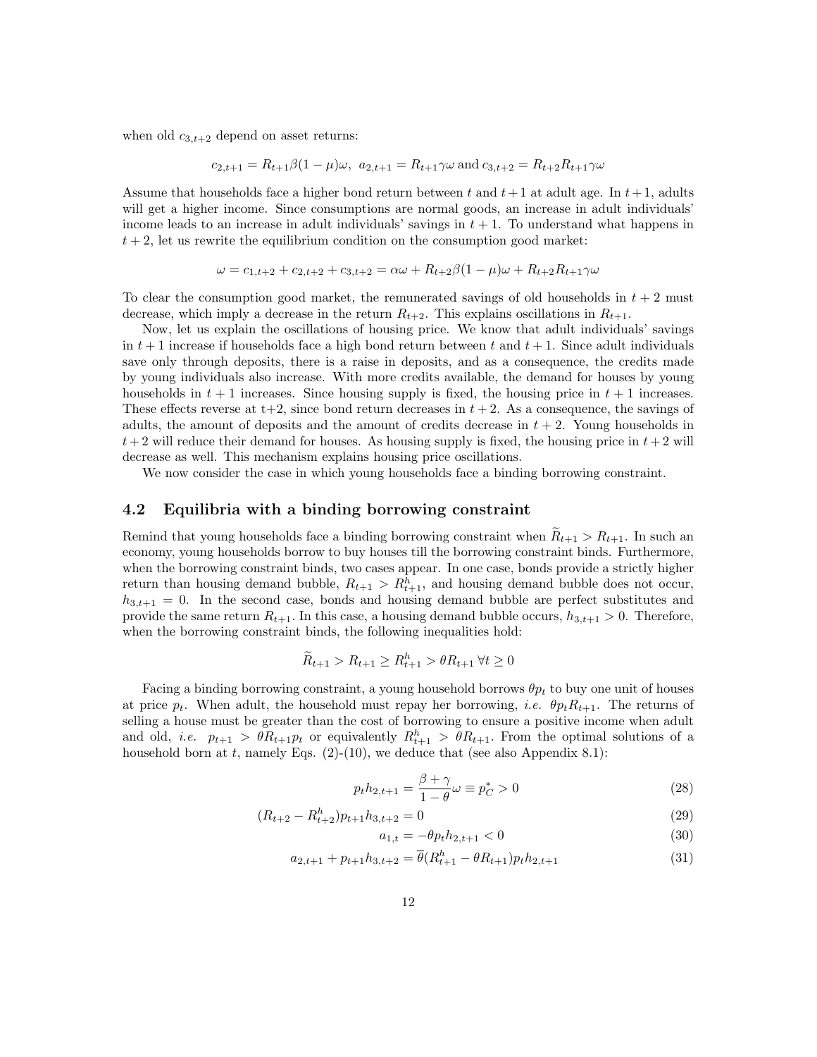when old $c_{3,t+2}$ depend on asset returns:

$$c_{2,t+1} = R_{t+1}\beta(1-\mu)\omega,\ a_{2,t+1} = R_{t+1}\gamma\omega \text{ and } c_{3,t+2} = R_{t+2}R_{t+1}\gamma\omega$$

Assume that households face a higher bond return between $t$ and $t+1$ at adult age. In $t+1$, adults will get a higher income. Since consumptions are normal goods, an increase in adult individuals' income leads to an increase in adult individuals' savings in $t+1$. To understand what happens in $t+2$, let us rewrite the equilibrium condition on the consumption good market:

$$\omega = c_{1,t+2} + c_{2,t+2} + c_{3,t+2} = \alpha\omega + R_{t+2}\beta(1-\mu)\omega + R_{t+2}R_{t+1}\gamma\omega$$

To clear the consumption good market, the remunerated savings of old households in $t+2$ must decrease, which imply a decrease in the return $R_{t+2}$. This explains oscillations in $R_{t+1}$.

Now, let us explain the oscillations of housing price. We know that adult individuals' savings in $t+1$ increase if households face a high bond return between $t$ and $t+1$. Since adult individuals save only through deposits, there is a raise in deposits, and as a consequence, the credits made by young individuals also increase. With more credits available, the demand for houses by young households in $t+1$ increases. Since housing supply is fixed, the housing price in $t+1$ increases. These effects reverse at t+2, since bond return decreases in $t+2$. As a consequence, the savings of adults, the amount of deposits and the amount of credits decrease in $t+2$. Young households in $t+2$ will reduce their demand for houses. As housing supply is fixed, the housing price in $t+2$ will decrease as well. This mechanism explains housing price oscillations.

We now consider the case in which young households face a binding borrowing constraint.

## 4.2 Equilibria with a binding borrowing constraint

Remind that young households face a binding borrowing constraint when $\widetilde{R}_{t+1} > R_{t+1}$. In such an economy, young households borrow to buy houses till the borrowing constraint binds. Furthermore, when the borrowing constraint binds, two cases appear. In one case, bonds provide a strictly higher return than housing demand bubble, $R_{t+1} > R^h_{t+1}$, and housing demand bubble does not occur, $h_{3,t+1} = 0$. In the second case, bonds and housing demand bubble are perfect substitutes and provide the same return $R_{t+1}$. In this case, a housing demand bubble occurs, $h_{3,t+1} > 0$. Therefore, when the borrowing constraint binds, the following inequalities hold:

$$\widetilde{R}_{t+1} > R_{t+1} \geq R^h_{t+1} > \theta R_{t+1}\ \forall t \geq 0$$

Facing a binding borrowing constraint, a young household borrows $\theta p_t$ to buy one unit of houses at price $p_t$. When adult, the household must repay her borrowing, *i.e.* $\theta p_t R_{t+1}$. The returns of selling a house must be greater than the cost of borrowing to ensure a positive income when adult and old, *i.e.* $p_{t+1} > \theta R_{t+1} p_t$ or equivalently $R^h_{t+1} > \theta R_{t+1}$. From the optimal solutions of a household born at $t$, namely Eqs. (2)-(10), we deduce that (see also Appendix 8.1):

$$p_t h_{2,t+1} = \frac{\beta+\gamma}{1-\theta}\omega \equiv p^*_C > 0 \tag{28}$$

$$(R_{t+2} - R^h_{t+2})p_{t+1}h_{3,t+2} = 0 \tag{29}$$

$$a_{1,t} = -\theta p_t h_{2,t+1} < 0 \tag{30}$$

$$a_{2,t+1} + p_{t+1}h_{3,t+2} = \overline{\theta}(R^h_{t+1} - \theta R_{t+1})p_t h_{2,t+1} \tag{31}$$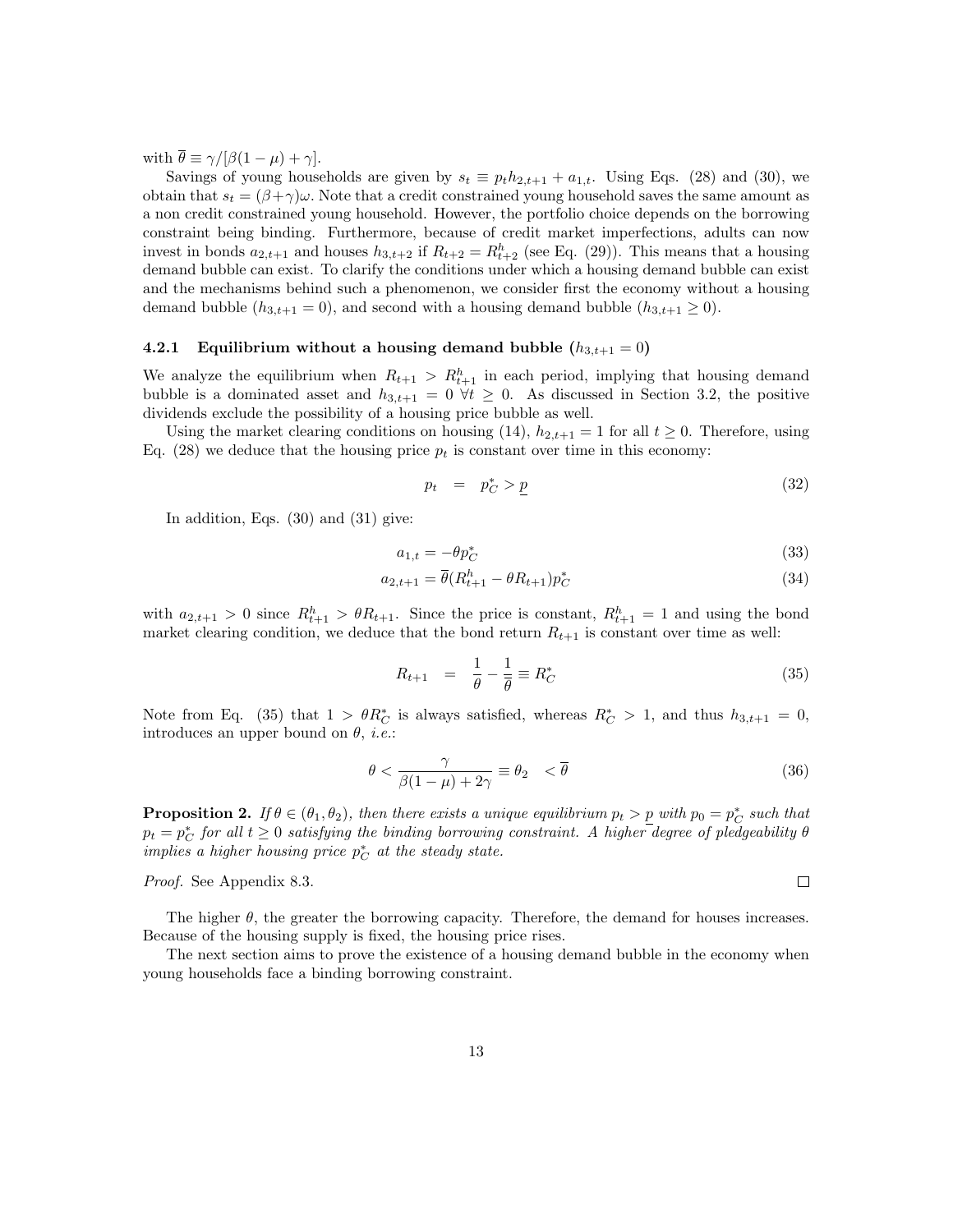with $\overline{\theta} \equiv \gamma/[\beta(1-\mu)+\gamma]$.

Savings of young households are given by $s_t \equiv p_t h_{2,t+1} + a_{1,t}$. Using Eqs. (28) and (30), we obtain that $s_t = (\beta+\gamma)\omega$. Note that a credit constrained young household saves the same amount as a non credit constrained young household. However, the portfolio choice depends on the borrowing constraint being binding. Furthermore, because of credit market imperfections, adults can now invest in bonds $a_{2,t+1}$ and houses $h_{3,t+2}$ if $R_{t+2} = R^h_{t+2}$ (see Eq. (29)). This means that a housing demand bubble can exist. To clarify the conditions under which a housing demand bubble can exist and the mechanisms behind such a phenomenon, we consider first the economy without a housing demand bubble ($h_{3,t+1} = 0$), and second with a housing demand bubble ($h_{3,t+1} \geq 0$).

### 4.2.1 Equilibrium without a housing demand bubble ($h_{3,t+1} = 0$)

We analyze the equilibrium when $R_{t+1} > R^h_{t+1}$ in each period, implying that housing demand bubble is a dominated asset and $h_{3,t+1} = 0$ $\forall t \geq 0$. As discussed in Section 3.2, the positive dividends exclude the possibility of a housing price bubble as well.

Using the market clearing conditions on housing (14), $h_{2,t+1} = 1$ for all $t \geq 0$. Therefore, using Eq. (28) we deduce that the housing price $p_t$ is constant over time in this economy:

$$p_t \quad = \quad p^*_C > \underline{p} \tag{32}$$

In addition, Eqs. (30) and (31) give:

$$a_{1,t} = -\theta p^*_C \tag{33}$$

$$a_{2,t+1} = \overline{\theta}(R^h_{t+1} - \theta R_{t+1})p^*_C \tag{34}$$

with $a_{2,t+1} > 0$ since $R^h_{t+1} > \theta R_{t+1}$. Since the price is constant, $R^h_{t+1} = 1$ and using the bond market clearing condition, we deduce that the bond return $R_{t+1}$ is constant over time as well:

$$R_{t+1} \quad = \quad \frac{1}{\theta} - \frac{1}{\overline{\theta}} \equiv R^*_C \tag{35}$$

Note from Eq. (35) that $1 > \theta R^*_C$ is always satisfied, whereas $R^*_C > 1$, and thus $h_{3,t+1} = 0$, introduces an upper bound on $\theta$, *i.e.*:

$$\theta < \frac{\gamma}{\beta(1-\mu)+2\gamma} \equiv \theta_2 \quad < \overline{\theta} \tag{36}$$

**Proposition 2.** *If $\theta \in (\theta_1, \theta_2)$, then there exists a unique equilibrium $p_t > \underline{p}$ with $p_0 = p^*_C$ such that $p_t = p^*_C$ for all $t \geq 0$ satisfying the binding borrowing constraint. A higher degree of pledgeability $\theta$ implies a higher housing price $p^*_C$ at the steady state.*

*Proof.* See Appendix 8.3. □

The higher $\theta$, the greater the borrowing capacity. Therefore, the demand for houses increases. Because of the housing supply is fixed, the housing price rises.

The next section aims to prove the existence of a housing demand bubble in the economy when young households face a binding borrowing constraint.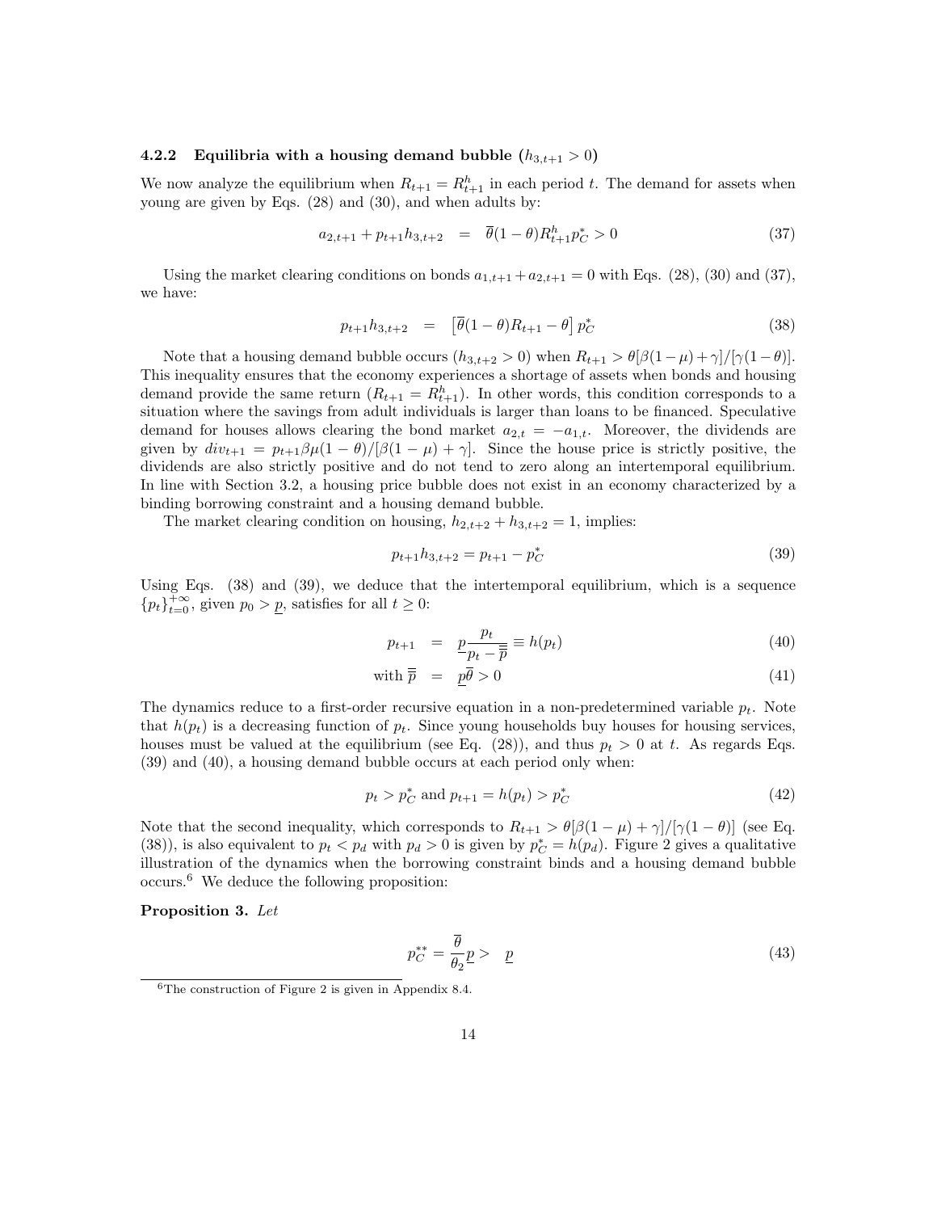#### 4.2.2 Equilibria with a housing demand bubble ($h_{3,t+1} > 0$)

We now analyze the equilibrium when $R_{t+1} = R^h_{t+1}$ in each period $t$. The demand for assets when young are given by Eqs. (28) and (30), and when adults by:

$$a_{2,t+1} + p_{t+1}h_{3,t+2} = \overline{\theta}(1-\theta)R^h_{t+1}p^*_C > 0 \tag{37}$$

Using the market clearing conditions on bonds $a_{1,t+1} + a_{2,t+1} = 0$ with Eqs. (28), (30) and (37), we have:

$$p_{t+1}h_{3,t+2} = \left[\overline{\theta}(1-\theta)R_{t+1} - \theta\right]p^*_C \tag{38}$$

Note that a housing demand bubble occurs ($h_{3,t+2} > 0$) when $R_{t+1} > \theta[\beta(1-\mu)+\gamma]/[\gamma(1-\theta)]$. This inequality ensures that the economy experiences a shortage of assets when bonds and housing demand provide the same return ($R_{t+1} = R^h_{t+1}$). In other words, this condition corresponds to a situation where the savings from adult individuals is larger than loans to be financed. Speculative demand for houses allows clearing the bond market $a_{2,t} = -a_{1,t}$. Moreover, the dividends are given by $div_{t+1} = p_{t+1}\beta\mu(1-\theta)/[\beta(1-\mu)+\gamma]$. Since the house price is strictly positive, the dividends are also strictly positive and do not tend to zero along an intertemporal equilibrium. In line with Section 3.2, a housing price bubble does not exist in an economy characterized by a binding borrowing constraint and a housing demand bubble.

The market clearing condition on housing, $h_{2,t+2} + h_{3,t+2} = 1$, implies:

$$p_{t+1}h_{3,t+2} = p_{t+1} - p^*_C \tag{39}$$

Using Eqs. (38) and (39), we deduce that the intertemporal equilibrium, which is a sequence $\{p_t\}_{t=0}^{+\infty}$, given $p_0 > \underline{p}$, satisfies for all $t \geq 0$:

$$p_{t+1} = \underline{p}\frac{p_t}{p_t - \overline{\overline{p}}} \equiv h(p_t) \tag{40}$$

$$\text{with } \overline{\overline{p}} = \underline{p}\overline{\theta} > 0 \tag{41}$$

The dynamics reduce to a first-order recursive equation in a non-predetermined variable $p_t$. Note that $h(p_t)$ is a decreasing function of $p_t$. Since young households buy houses for housing services, houses must be valued at the equilibrium (see Eq. (28)), and thus $p_t > 0$ at $t$. As regards Eqs. (39) and (40), a housing demand bubble occurs at each period only when:

$$p_t > p^*_C \text{ and } p_{t+1} = h(p_t) > p^*_C \tag{42}$$

Note that the second inequality, which corresponds to $R_{t+1} > \theta[\beta(1-\mu)+\gamma]/[\gamma(1-\theta)]$ (see Eq. (38)), is also equivalent to $p_t < p_d$ with $p_d > 0$ is given by $p^*_C = h(p_d)$. Figure 2 gives a qualitative illustration of the dynamics when the borrowing constraint binds and a housing demand bubble occurs.[6] We deduce the following proposition:

**Proposition 3.** *Let*

$$p^{**}_C = \frac{\overline{\theta}}{\theta_2}\underline{p} > \underline{p} \tag{43}$$

[6] The construction of Figure 2 is given in Appendix 8.4.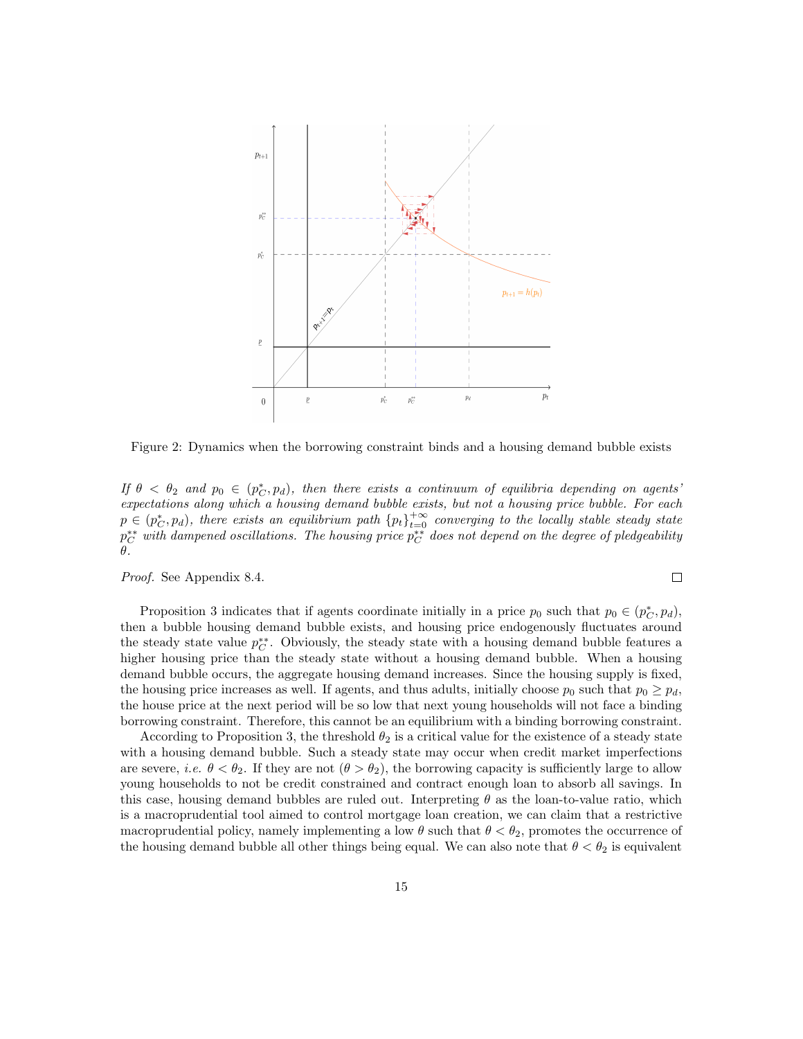Figure 2: Dynamics when the borrowing constraint binds and a housing demand bubble exists

*If $\theta < \theta_2$ and $p_0 \in (p_C^*, p_d)$, then there exists a continuum of equilibria depending on agents' expectations along which a housing demand bubble exists, but not a housing price bubble. For each $p \in (p_C^*, p_d)$, there exists an equilibrium path $\{p_t\}_{t=0}^{+\infty}$ converging to the locally stable steady state $p_C^{**}$ with dampened oscillations. The housing price $p_C^{**}$ does not depend on the degree of pledgeability $\theta$.*

*Proof.* See Appendix 8.4. □

Proposition 3 indicates that if agents coordinate initially in a price $p_0$ such that $p_0 \in (p_C^*, p_d)$, then a bubble housing demand bubble exists, and housing price endogenously fluctuates around the steady state value $p_C^{**}$. Obviously, the steady state with a housing demand bubble features a higher housing price than the steady state without a housing demand bubble. When a housing demand bubble occurs, the aggregate housing demand increases. Since the housing supply is fixed, the housing price increases as well. If agents, and thus adults, initially choose $p_0$ such that $p_0 \geq p_d$, the house price at the next period will be so low that next young households will not face a binding borrowing constraint. Therefore, this cannot be an equilibrium with a binding borrowing constraint.

According to Proposition 3, the threshold $\theta_2$ is a critical value for the existence of a steady state with a housing demand bubble. Such a steady state may occur when credit market imperfections are severe, *i.e.* $\theta < \theta_2$. If they are not ($\theta > \theta_2$), the borrowing capacity is sufficiently large to allow young households to not be credit constrained and contract enough loan to absorb all savings. In this case, housing demand bubbles are ruled out. Interpreting $\theta$ as the loan-to-value ratio, which is a macroprudential tool aimed to control mortgage loan creation, we can claim that a restrictive macroprudential policy, namely implementing a low $\theta$ such that $\theta < \theta_2$, promotes the occurrence of the housing demand bubble all other things being equal. We can also note that $\theta < \theta_2$ is equivalent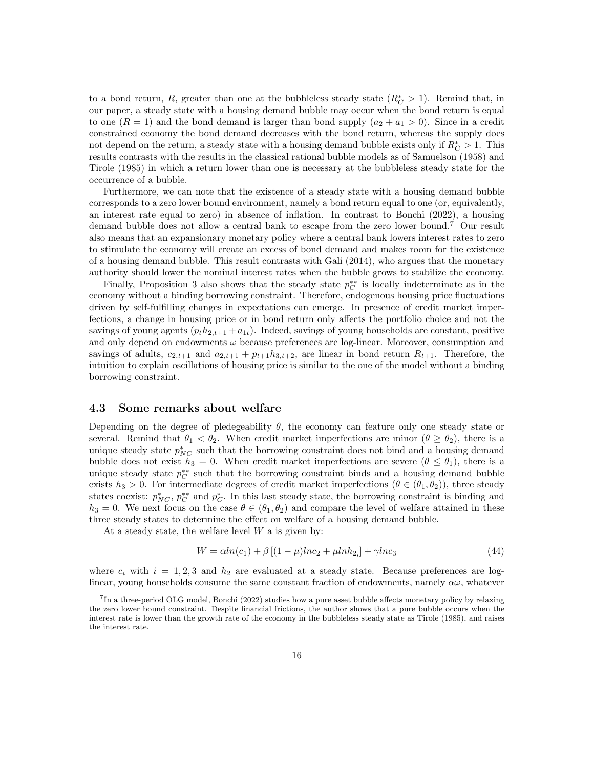to a bond return, $R$, greater than one at the bubbleless steady state ($R_C^* > 1$). Remind that, in our paper, a steady state with a housing demand bubble may occur when the bond return is equal to one ($R = 1$) and the bond demand is larger than bond supply ($a_2 + a_1 > 0$). Since in a credit constrained economy the bond demand decreases with the bond return, whereas the supply does not depend on the return, a steady state with a housing demand bubble exists only if $R_C^* > 1$. This results contrasts with the results in the classical rational bubble models as of Samuelson (1958) and Tirole (1985) in which a return lower than one is necessary at the bubbleless steady state for the occurrence of a bubble.

Furthermore, we can note that the existence of a steady state with a housing demand bubble corresponds to a zero lower bound environment, namely a bond return equal to one (or, equivalently, an interest rate equal to zero) in absence of inflation. In contrast to Bonchi (2022), a housing demand bubble does not allow a central bank to escape from the zero lower bound.[7] Our result also means that an expansionary monetary policy where a central bank lowers interest rates to zero to stimulate the economy will create an excess of bond demand and makes room for the existence of a housing demand bubble. This result contrasts with Gali (2014), who argues that the monetary authority should lower the nominal interest rates when the bubble grows to stabilize the economy.

Finally, Proposition 3 also shows that the steady state $p_C^{**}$ is locally indeterminate as in the economy without a binding borrowing constraint. Therefore, endogenous housing price fluctuations driven by self-fulfilling changes in expectations can emerge. In presence of credit market imperfections, a change in housing price or in bond return only affects the portfolio choice and not the savings of young agents ($p_t h_{2,t+1} + a_{1t}$). Indeed, savings of young households are constant, positive and only depend on endowments $\omega$ because preferences are log-linear. Moreover, consumption and savings of adults, $c_{2,t+1}$ and $a_{2,t+1} + p_{t+1}h_{3,t+2}$, are linear in bond return $R_{t+1}$. Therefore, the intuition to explain oscillations of housing price is similar to the one of the model without a binding borrowing constraint.

### 4.3 Some remarks about welfare

Depending on the degree of pledgeability $\theta$, the economy can feature only one steady state or several. Remind that $\theta_1 < \theta_2$. When credit market imperfections are minor ($\theta \geq \theta_2$), there is a unique steady state $p_{NC}^*$ such that the borrowing constraint does not bind and a housing demand bubble does not exist $h_3 = 0$. When credit market imperfections are severe ($\theta \leq \theta_1$), there is a unique steady state $p_C^{**}$ such that the borrowing constraint binds and a housing demand bubble exists $h_3 > 0$. For intermediate degrees of credit market imperfections ($\theta \in (\theta_1, \theta_2)$), three steady states coexist: $p_{NC}^*$, $p_C^{**}$ and $p_C^*$. In this last steady state, the borrowing constraint is binding and $h_3 = 0$. We next focus on the case $\theta \in (\theta_1, \theta_2)$ and compare the level of welfare attained in these three steady states to determine the effect on welfare of a housing demand bubble.

At a steady state, the welfare level $W$ a is given by:

$$W = \alpha ln(c_1) + \beta\left[(1-\mu)lnc_2 + \mu ln h_{2,}\right] + \gamma lnc_3 \tag{44}$$

where $c_i$ with $i = 1, 2, 3$ and $h_2$ are evaluated at a steady state. Because preferences are log-linear, young households consume the same constant fraction of endowments, namely $\alpha\omega$, whatever

[7] In a three-period OLG model, Bonchi (2022) studies how a pure asset bubble affects monetary policy by relaxing the zero lower bound constraint. Despite financial frictions, the author shows that a pure bubble occurs when the interest rate is lower than the growth rate of the economy in the bubbleless steady state as Tirole (1985), and raises the interest rate.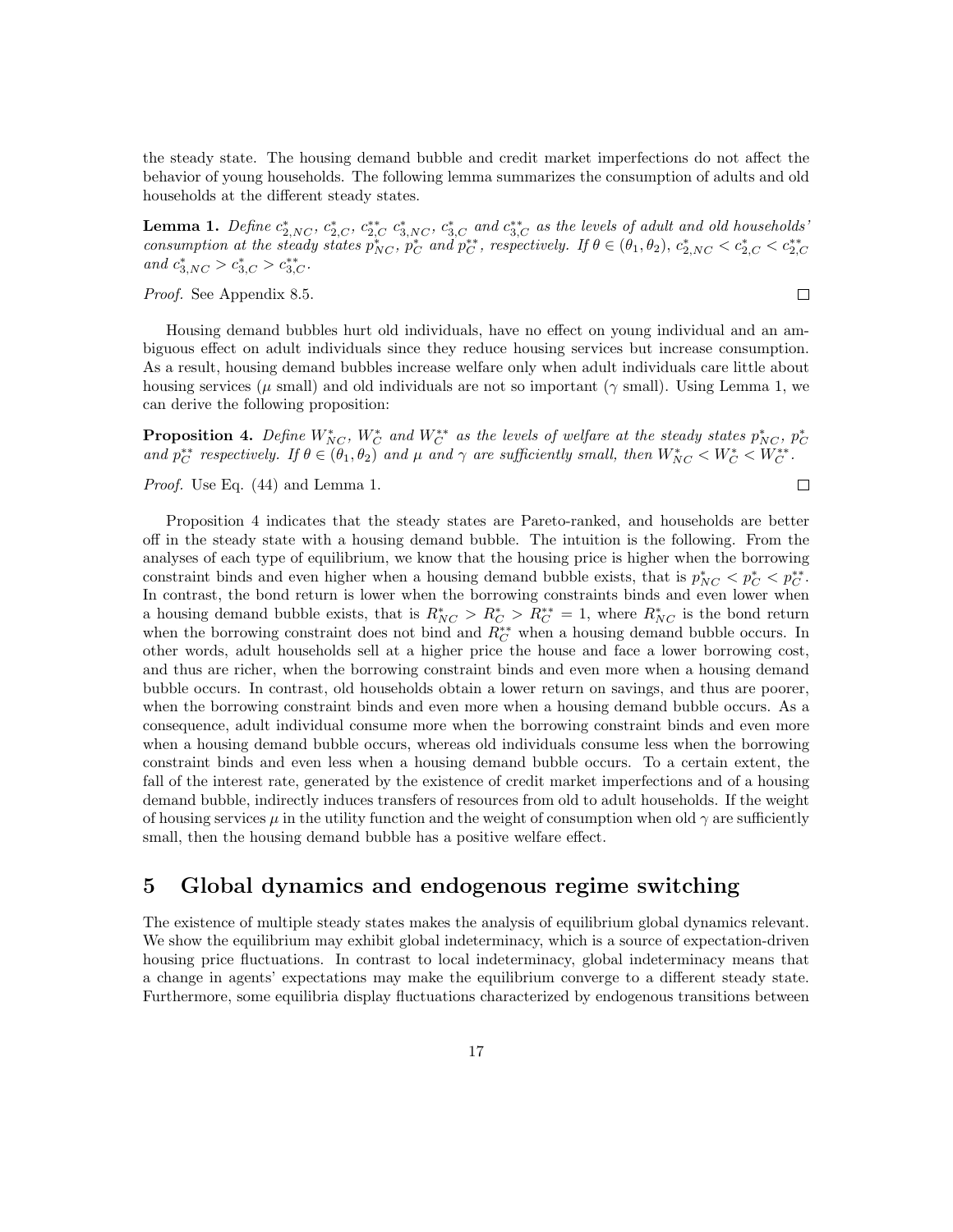the steady state. The housing demand bubble and credit market imperfections do not affect the behavior of young households. The following lemma summarizes the consumption of adults and old households at the different steady states.

**Lemma 1.** *Define $c^*_{2,NC}$, $c^*_{2,C}$, $c^{**}_{2,C}$ $c^*_{3,NC}$, $c^*_{3,C}$ and $c^{**}_{3,C}$ as the levels of adult and old households' consumption at the steady states $p^*_{NC}$, $p^*_C$ and $p^{**}_C$, respectively. If $\theta \in (\theta_1, \theta_2)$, $c^*_{2,NC} < c^*_{2,C} < c^{**}_{2,C}$ and $c^*_{3,NC} > c^*_{3,C} > c^{**}_{3,C}$.*

*Proof.* See Appendix 8.5. $\square$

Housing demand bubbles hurt old individuals, have no effect on young individual and an ambiguous effect on adult individuals since they reduce housing services but increase consumption. As a result, housing demand bubbles increase welfare only when adult individuals care little about housing services ($\mu$ small) and old individuals are not so important ($\gamma$ small). Using Lemma 1, we can derive the following proposition:

**Proposition 4.** *Define $W^*_{NC}$, $W^*_C$ and $W^{**}_C$ as the levels of welfare at the steady states $p^*_{NC}$, $p^*_C$ and $p^{**}_C$ respectively. If $\theta \in (\theta_1, \theta_2)$ and $\mu$ and $\gamma$ are sufficiently small, then $W^*_{NC} < W^*_C < W^{**}_C$.*

*Proof.* Use Eq. (44) and Lemma 1. $\square$

Proposition 4 indicates that the steady states are Pareto-ranked, and households are better off in the steady state with a housing demand bubble. The intuition is the following. From the analyses of each type of equilibrium, we know that the housing price is higher when the borrowing constraint binds and even higher when a housing demand bubble exists, that is $p^*_{NC} < p^*_C < p^{**}_C$. In contrast, the bond return is lower when the borrowing constraints binds and even lower when a housing demand bubble exists, that is $R^*_{NC} > R^*_C > R^{**}_C = 1$, where $R^*_{NC}$ is the bond return when the borrowing constraint does not bind and $R^{**}_C$ when a housing demand bubble occurs. In other words, adult households sell at a higher price the house and face a lower borrowing cost, and thus are richer, when the borrowing constraint binds and even more when a housing demand bubble occurs. In contrast, old households obtain a lower return on savings, and thus are poorer, when the borrowing constraint binds and even more when a housing demand bubble occurs. As a consequence, adult individual consume more when the borrowing constraint binds and even more when a housing demand bubble occurs, whereas old individuals consume less when the borrowing constraint binds and even less when a housing demand bubble occurs. To a certain extent, the fall of the interest rate, generated by the existence of credit market imperfections and of a housing demand bubble, indirectly induces transfers of resources from old to adult households. If the weight of housing services $\mu$ in the utility function and the weight of consumption when old $\gamma$ are sufficiently small, then the housing demand bubble has a positive welfare effect.

# 5 Global dynamics and endogenous regime switching

The existence of multiple steady states makes the analysis of equilibrium global dynamics relevant. We show the equilibrium may exhibit global indeterminacy, which is a source of expectation-driven housing price fluctuations. In contrast to local indeterminacy, global indeterminacy means that a change in agents' expectations may make the equilibrium converge to a different steady state. Furthermore, some equilibria display fluctuations characterized by endogenous transitions between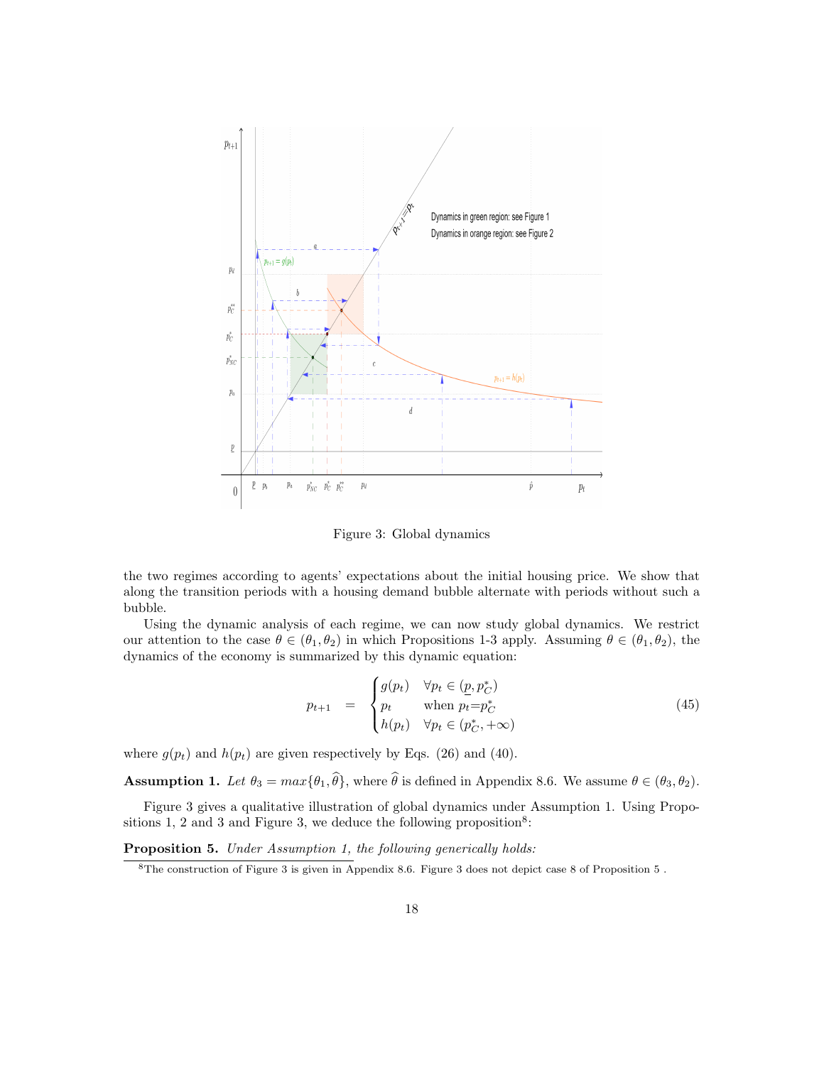Figure 3: Global dynamics

the two regimes according to agents' expectations about the initial housing price. We show that along the transition periods with a housing demand bubble alternate with periods without such a bubble.

Using the dynamic analysis of each regime, we can now study global dynamics. We restrict our attention to the case $\theta \in (\theta_1, \theta_2)$ in which Propositions 1-3 apply. Assuming $\theta \in (\theta_1, \theta_2)$, the dynamics of the economy is summarized by this dynamic equation:

$$p_{t+1} \quad = \quad \begin{cases} g(p_t) & \forall p_t \in (\underline{p}, p_C^*) \\ p_t & \text{when } p_t = p_C^* \\ h(p_t) & \forall p_t \in (p_C^*, +\infty) \end{cases} \tag{45}$$

where $g(p_t)$ and $h(p_t)$ are given respectively by Eqs. (26) and (40).

**Assumption 1.** *Let $\theta_3 = max\{\theta_1, \widehat{\theta}\}$, where $\widehat{\theta}$ is defined in Appendix 8.6. We assume $\theta \in (\theta_3, \theta_2)$.*

Figure 3 gives a qualitative illustration of global dynamics under Assumption 1. Using Propositions 1, 2 and 3 and Figure 3, we deduce the following proposition[8]:

**Proposition 5.** *Under Assumption 1, the following generically holds:*

[8] The construction of Figure 3 is given in Appendix 8.6. Figure 3 does not depict case 8 of Proposition 5 .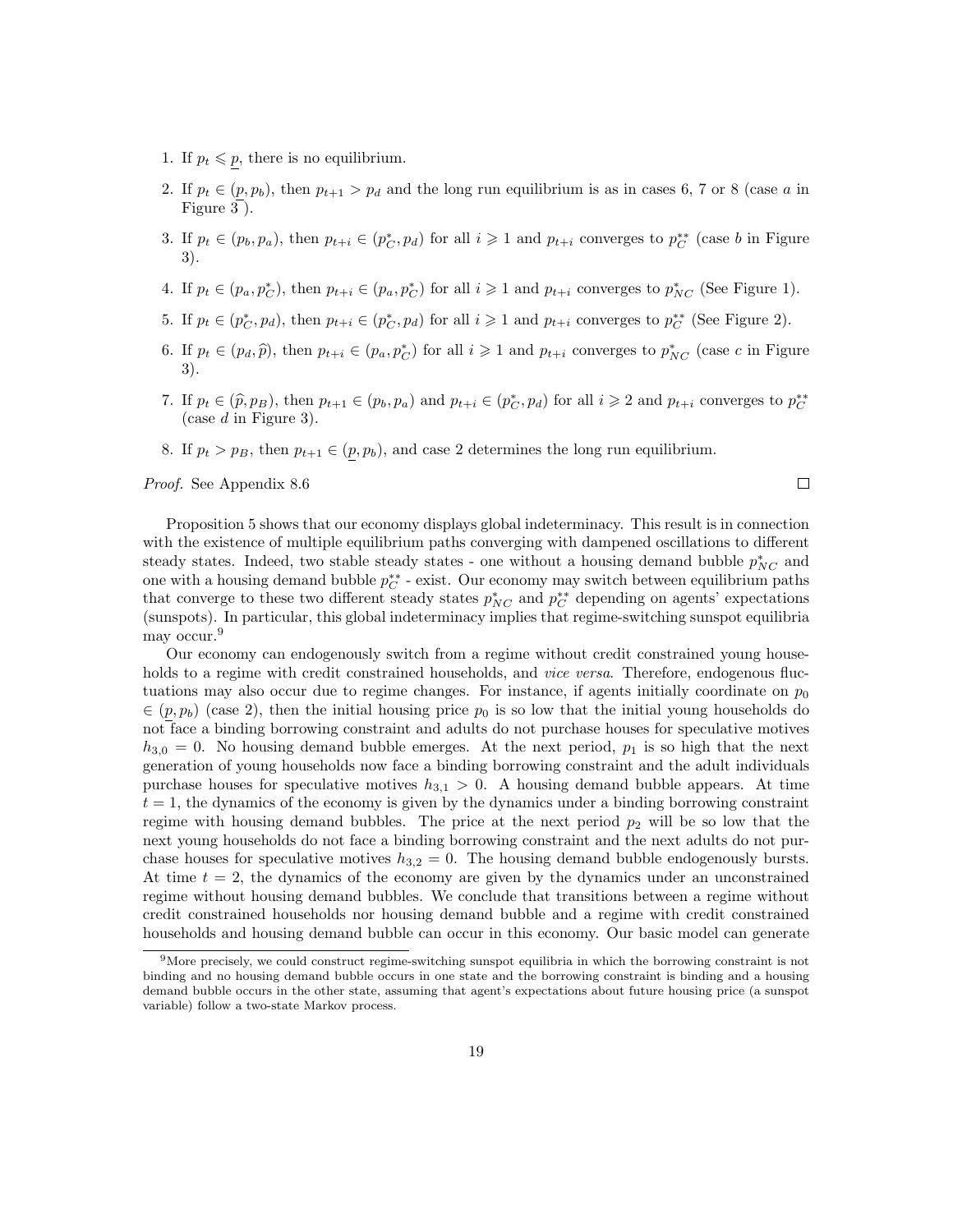1. If $p_t \leqslant \underline{p}$, there is no equilibrium.

2. If $p_t \in (\underline{p}, p_b)$, then $p_{t+1} > p_d$ and the long run equilibrium is as in cases 6, 7 or 8 (case $a$ in Figure 3 ).

3. If $p_t \in (p_b, p_a)$, then $p_{t+i} \in (p_C^*, p_d)$ for all $i \geqslant 1$ and $p_{t+i}$ converges to $p_C^{**}$ (case $b$ in Figure 3).

4. If $p_t \in (p_a, p_C^*)$, then $p_{t+i} \in (p_a, p_C^*)$ for all $i \geqslant 1$ and $p_{t+i}$ converges to $p_{NC}^*$ (See Figure 1).

5. If $p_t \in (p_C^*, p_d)$, then $p_{t+i} \in (p_C^*, p_d)$ for all $i \geqslant 1$ and $p_{t+i}$ converges to $p_C^{**}$ (See Figure 2).

6. If $p_t \in (p_d, \widehat{p})$, then $p_{t+i} \in (p_a, p_C^*)$ for all $i \geqslant 1$ and $p_{t+i}$ converges to $p_{NC}^*$ (case $c$ in Figure 3).

7. If $p_t \in (\widehat{p}, p_B)$, then $p_{t+1} \in (p_b, p_a)$ and $p_{t+i} \in (p_C^*, p_d)$ for all $i \geqslant 2$ and $p_{t+i}$ converges to $p_C^{**}$ (case $d$ in Figure 3).

8. If $p_t > p_B$, then $p_{t+1} \in (\underline{p}, p_b)$, and case 2 determines the long run equilibrium.

*Proof.* See Appendix 8.6 □

Proposition 5 shows that our economy displays global indeterminacy. This result is in connection with the existence of multiple equilibrium paths converging with dampened oscillations to different steady states. Indeed, two stable steady states - one without a housing demand bubble $p_{NC}^*$ and one with a housing demand bubble $p_C^{**}$ - exist. Our economy may switch between equilibrium paths that converge to these two different steady states $p_{NC}^*$ and $p_C^{**}$ depending on agents' expectations (sunspots). In particular, this global indeterminacy implies that regime-switching sunspot equilibria may occur.[9]

Our economy can endogenously switch from a regime without credit constrained young households to a regime with credit constrained households, and *vice versa*. Therefore, endogenous fluctuations may also occur due to regime changes. For instance, if agents initially coordinate on $p_0 \in (\underline{p}, p_b)$ (case 2), then the initial housing price $p_0$ is so low that the initial young households do not face a binding borrowing constraint and adults do not purchase houses for speculative motives $h_{3,0} = 0$. No housing demand bubble emerges. At the next period, $p_1$ is so high that the next generation of young households now face a binding borrowing constraint and the adult individuals purchase houses for speculative motives $h_{3,1} > 0$. A housing demand bubble appears. At time $t = 1$, the dynamics of the economy is given by the dynamics under a binding borrowing constraint regime with housing demand bubbles. The price at the next period $p_2$ will be so low that the next young households do not face a binding borrowing constraint and the next adults do not purchase houses for speculative motives $h_{3,2} = 0$. The housing demand bubble endogenously bursts. At time $t = 2$, the dynamics of the economy are given by the dynamics under an unconstrained regime without housing demand bubbles. We conclude that transitions between a regime without credit constrained households nor housing demand bubble and a regime with credit constrained households and housing demand bubble can occur in this economy. Our basic model can generate

[9]More precisely, we could construct regime-switching sunspot equilibria in which the borrowing constraint is not binding and no housing demand bubble occurs in one state and the borrowing constraint is binding and a housing demand bubble occurs in the other state, assuming that agent's expectations about future housing price (a sunspot variable) follow a two-state Markov process.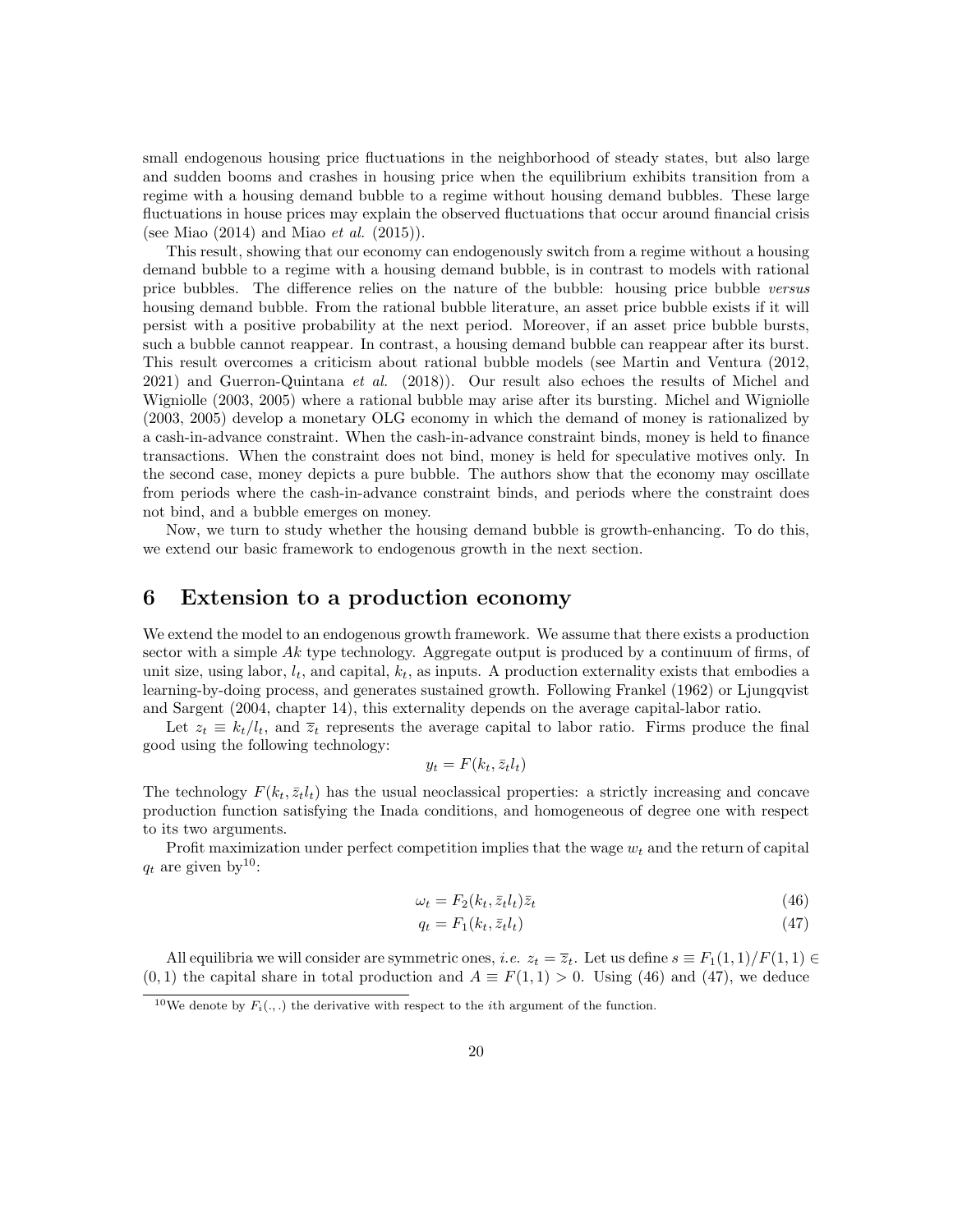small endogenous housing price fluctuations in the neighborhood of steady states, but also large and sudden booms and crashes in housing price when the equilibrium exhibits transition from a regime with a housing demand bubble to a regime without housing demand bubbles. These large fluctuations in house prices may explain the observed fluctuations that occur around financial crisis (see Miao (2014) and Miao *et al.* (2015)).

This result, showing that our economy can endogenously switch from a regime without a housing demand bubble to a regime with a housing demand bubble, is in contrast to models with rational price bubbles. The difference relies on the nature of the bubble: housing price bubble *versus* housing demand bubble. From the rational bubble literature, an asset price bubble exists if it will persist with a positive probability at the next period. Moreover, if an asset price bubble bursts, such a bubble cannot reappear. In contrast, a housing demand bubble can reappear after its burst. This result overcomes a criticism about rational bubble models (see Martin and Ventura (2012, 2021) and Guerron-Quintana *et al.* (2018)). Our result also echoes the results of Michel and Wigniolle (2003, 2005) where a rational bubble may arise after its bursting. Michel and Wigniolle (2003, 2005) develop a monetary OLG economy in which the demand of money is rationalized by a cash-in-advance constraint. When the cash-in-advance constraint binds, money is held to finance transactions. When the constraint does not bind, money is held for speculative motives only. In the second case, money depicts a pure bubble. The authors show that the economy may oscillate from periods where the cash-in-advance constraint binds, and periods where the constraint does not bind, and a bubble emerges on money.

Now, we turn to study whether the housing demand bubble is growth-enhancing. To do this, we extend our basic framework to endogenous growth in the next section.

# 6 Extension to a production economy

We extend the model to an endogenous growth framework. We assume that there exists a production sector with a simple $Ak$ type technology. Aggregate output is produced by a continuum of firms, of unit size, using labor, $l_t$, and capital, $k_t$, as inputs. A production externality exists that embodies a learning-by-doing process, and generates sustained growth. Following Frankel (1962) or Ljungqvist and Sargent (2004, chapter 14), this externality depends on the average capital-labor ratio.

Let $z_t \equiv k_t/l_t$, and $\overline{z}_t$ represents the average capital to labor ratio. Firms produce the final good using the following technology:

$$y_t = F(k_t, \bar{z}_t l_t)$$

The technology $F(k_t, \bar{z}_t l_t)$ has the usual neoclassical properties: a strictly increasing and concave production function satisfying the Inada conditions, and homogeneous of degree one with respect to its two arguments.

Profit maximization under perfect competition implies that the wage $w_t$ and the return of capital $q_t$ are given by[10]:

$$\omega_t = F_2(k_t, \bar{z}_t l_t)\bar{z}_t \tag{46}$$

$$q_t = F_1(k_t, \bar{z}_t l_t) \tag{47}$$

All equilibria we will consider are symmetric ones, *i.e.* $z_t = \overline{z}_t$. Let us define $s \equiv F_1(1,1)/F(1,1) \in (0,1)$ the capital share in total production and $A \equiv F(1,1) > 0$. Using (46) and (47), we deduce

[10]We denote by $F_i(.,.)$ the derivative with respect to the $i$th argument of the function.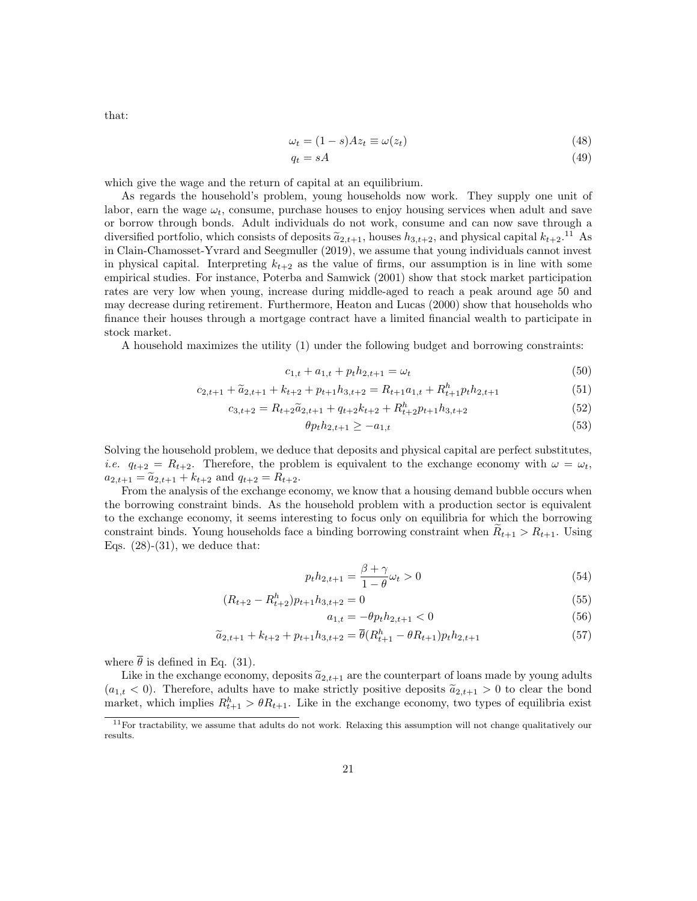that:

$$\omega_t = (1-s)Az_t \equiv \omega(z_t) \tag{48}$$

$$q_t = sA \tag{49}$$

which give the wage and the return of capital at an equilibrium.

As regards the household's problem, young households now work. They supply one unit of labor, earn the wage $\omega_t$, consume, purchase houses to enjoy housing services when adult and save or borrow through bonds. Adult individuals do not work, consume and can now save through a diversified portfolio, which consists of deposits $\widetilde{a}_{2,t+1}$, houses $h_{3,t+2}$, and physical capital $k_{t+2}$.[11] As in Clain-Chamosset-Yvrard and Seegmuller (2019), we assume that young individuals cannot invest in physical capital. Interpreting $k_{t+2}$ as the value of firms, our assumption is in line with some empirical studies. For instance, Poterba and Samwick (2001) show that stock market participation rates are very low when young, increase during middle-aged to reach a peak around age 50 and may decrease during retirement. Furthermore, Heaton and Lucas (2000) show that households who finance their houses through a mortgage contract have a limited financial wealth to participate in stock market.

A household maximizes the utility (1) under the following budget and borrowing constraints:

$$c_{1,t} + a_{1,t} + p_t h_{2,t+1} = \omega_t \tag{50}$$

$$c_{2,t+1} + \widetilde{a}_{2,t+1} + k_{t+2} + p_{t+1}h_{3,t+2} = R_{t+1}a_{1,t} + R^h_{t+1}p_t h_{2,t+1} \tag{51}$$

$$c_{3,t+2} = R_{t+2}\widetilde{a}_{2,t+1} + q_{t+2}k_{t+2} + R^h_{t+2}p_{t+1}h_{3,t+2} \tag{52}$$

$$\theta p_t h_{2,t+1} \geq -a_{1,t} \tag{53}$$

Solving the household problem, we deduce that deposits and physical capital are perfect substitutes, *i.e.* $q_{t+2} = R_{t+2}$. Therefore, the problem is equivalent to the exchange economy with $\omega = \omega_t$, $a_{2,t+1} = \widetilde{a}_{2,t+1} + k_{t+2}$ and $q_{t+2} = R_{t+2}$.

From the analysis of the exchange economy, we know that a housing demand bubble occurs when the borrowing constraint binds. As the household problem with a production sector is equivalent to the exchange economy, it seems interesting to focus only on equilibria for which the borrowing constraint binds. Young households face a binding borrowing constraint when $\widetilde{R}_{t+1} > R_{t+1}$. Using Eqs. (28)-(31), we deduce that:

$$p_t h_{2,t+1} = \frac{\beta+\gamma}{1-\theta}\omega_t > 0 \tag{54}$$

$$(R_{t+2} - R^h_{t+2})p_{t+1}h_{3,t+2} = 0 \tag{55}$$

$$a_{1,t} = -\theta p_t h_{2,t+1} < 0 \tag{56}$$

$$\widetilde{a}_{2,t+1} + k_{t+2} + p_{t+1}h_{3,t+2} = \overline{\theta}(R^h_{t+1} - \theta R_{t+1})p_t h_{2,t+1} \tag{57}$$

where $\overline{\theta}$ is defined in Eq. (31).

Like in the exchange economy, deposits $\widetilde{a}_{2,t+1}$ are the counterpart of loans made by young adults ($a_{1,t} < 0$). Therefore, adults have to make strictly positive deposits $\widetilde{a}_{2,t+1} > 0$ to clear the bond market, which implies $R^h_{t+1} > \theta R_{t+1}$. Like in the exchange economy, two types of equilibria exist

[11] For tractability, we assume that adults do not work. Relaxing this assumption will not change qualitatively our results.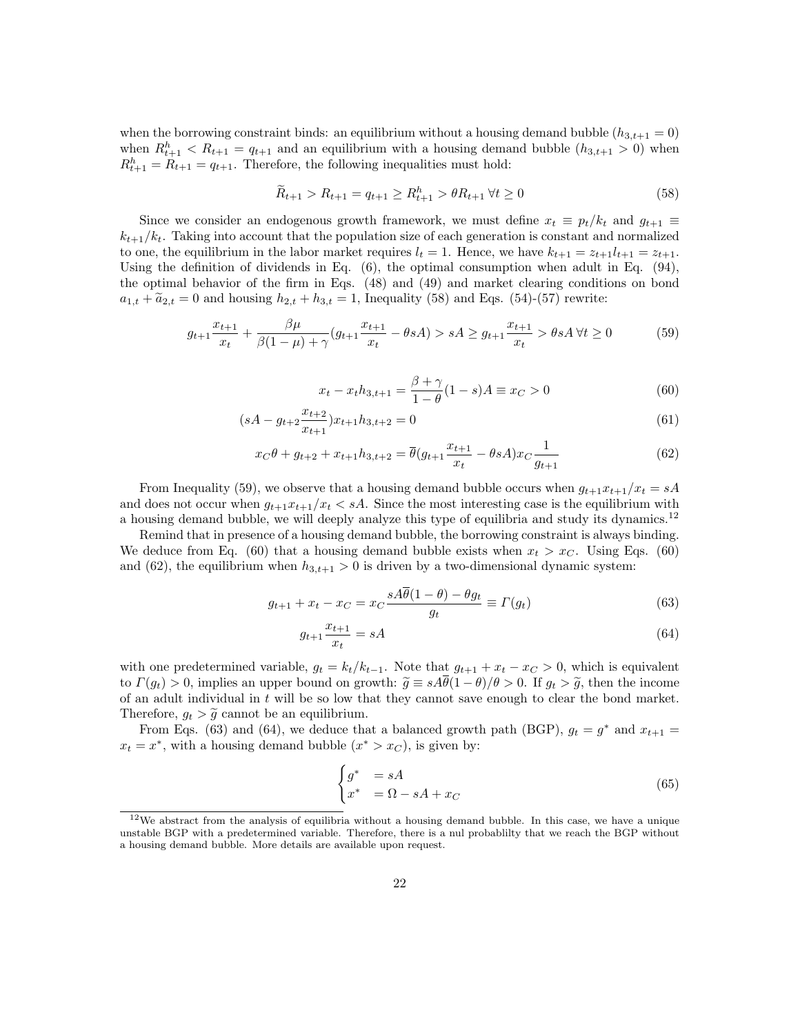when the borrowing constraint binds: an equilibrium without a housing demand bubble ($h_{3,t+1} = 0$) when $R^h_{t+1} < R_{t+1} = q_{t+1}$ and an equilibrium with a housing demand bubble ($h_{3,t+1} > 0$) when $R^h_{t+1} = R_{t+1} = q_{t+1}$. Therefore, the following inequalities must hold:

$$\widetilde{R}_{t+1} > R_{t+1} = q_{t+1} \geq R^h_{t+1} > \theta R_{t+1} \; \forall t \geq 0 \tag{58}$$

Since we consider an endogenous growth framework, we must define $x_t \equiv p_t/k_t$ and $g_{t+1} \equiv k_{t+1}/k_t$. Taking into account that the population size of each generation is constant and normalized to one, the equilibrium in the labor market requires $l_t = 1$. Hence, we have $k_{t+1} = z_{t+1}l_{t+1} = z_{t+1}$. Using the definition of dividends in Eq. (6), the optimal consumption when adult in Eq. (94), the optimal behavior of the firm in Eqs. (48) and (49) and market clearing conditions on bond $a_{1,t} + \widetilde{a}_{2,t} = 0$ and housing $h_{2,t} + h_{3,t} = 1$, Inequality (58) and Eqs. (54)-(57) rewrite:

$$g_{t+1}\frac{x_{t+1}}{x_t} + \frac{\beta\mu}{\beta(1-\mu)+\gamma}\left(g_{t+1}\frac{x_{t+1}}{x_t} - \theta sA\right) > sA \geq g_{t+1}\frac{x_{t+1}}{x_t} > \theta sA \; \forall t \geq 0 \tag{59}$$

$$x_t - x_t h_{3,t+1} = \frac{\beta+\gamma}{1-\theta}(1-s)A \equiv x_C > 0 \tag{60}$$

$$\left(sA - g_{t+2}\frac{x_{t+2}}{x_{t+1}}\right)x_{t+1}h_{3,t+2} = 0 \tag{61}$$

$$x_C\theta + g_{t+2} + x_{t+1}h_{3,t+2} = \overline{\theta}\left(g_{t+1}\frac{x_{t+1}}{x_t} - \theta sA\right)x_C\frac{1}{g_{t+1}} \tag{62}$$

From Inequality (59), we observe that a housing demand bubble occurs when $g_{t+1}x_{t+1}/x_t = sA$ and does not occur when $g_{t+1}x_{t+1}/x_t < sA$. Since the most interesting case is the equilibrium with a housing demand bubble, we will deeply analyze this type of equilibria and study its dynamics.[12]

Remind that in presence of a housing demand bubble, the borrowing constraint is always binding. We deduce from Eq. (60) that a housing demand bubble exists when $x_t > x_C$. Using Eqs. (60) and (62), the equilibrium when $h_{3,t+1} > 0$ is driven by a two-dimensional dynamic system:

$$g_{t+1} + x_t - x_C = x_C\frac{sA\overline{\theta}(1-\theta) - \theta g_t}{g_t} \equiv \Gamma(g_t) \tag{63}$$

$$g_{t+1}\frac{x_{t+1}}{x_t} = sA \tag{64}$$

with one predetermined variable, $g_t = k_t/k_{t-1}$. Note that $g_{t+1} + x_t - x_C > 0$, which is equivalent to $\Gamma(g_t) > 0$, implies an upper bound on growth: $\widetilde{g} \equiv sA\overline{\theta}(1-\theta)/\theta > 0$. If $g_t > \widetilde{g}$, then the income of an adult individual in $t$ will be so low that they cannot save enough to clear the bond market. Therefore, $g_t > \widetilde{g}$ cannot be an equilibrium.

From Eqs. (63) and (64), we deduce that a balanced growth path (BGP), $g_t = g^*$ and $x_{t+1} = x_t = x^*$, with a housing demand bubble ($x^* > x_C$), is given by:

$$\begin{cases} g^* &= sA \\ x^* &= \Omega - sA + x_C \end{cases} \tag{65}$$

[12] We abstract from the analysis of equilibria without a housing demand bubble. In this case, we have a unique unstable BGP with a predetermined variable. Therefore, there is a nul probablilty that we reach the BGP without a housing demand bubble. More details are available upon request.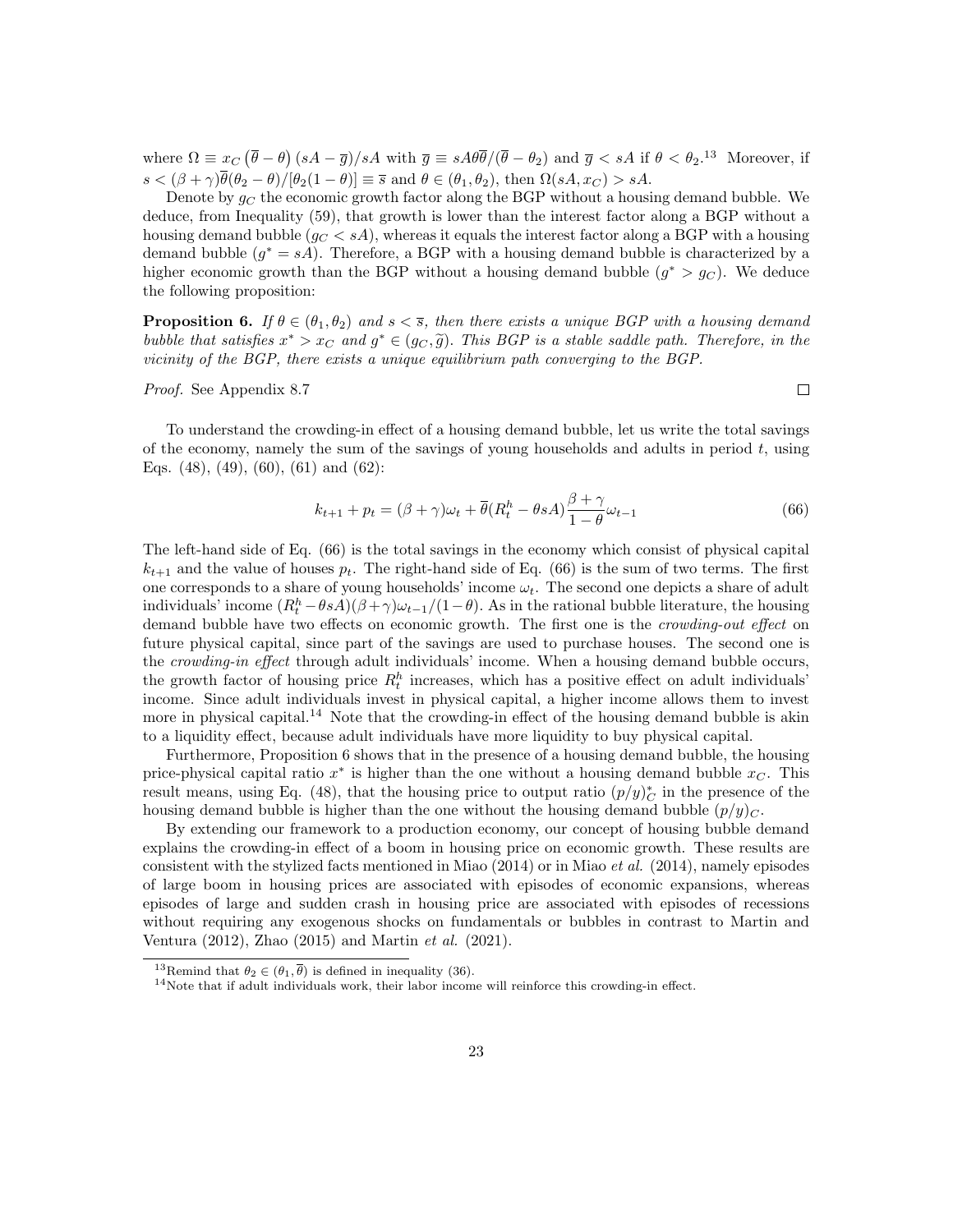where $\Omega \equiv x_C \left(\overline{\theta} - \theta\right)(sA - \overline{g})/sA$ with $\overline{g} \equiv sA\theta\overline{\theta}/(\overline{\theta} - \theta_2)$ and $\overline{g} < sA$ if $\theta < \theta_2$.[13] Moreover, if $s < (\beta + \gamma)\overline{\theta}(\theta_2 - \theta)/[\theta_2(1 - \theta)] \equiv \overline{s}$ and $\theta \in (\theta_1, \theta_2)$, then $\Omega(sA, x_C) > sA$.

Denote by $g_C$ the economic growth factor along the BGP without a housing demand bubble. We deduce, from Inequality (59), that growth is lower than the interest factor along a BGP without a housing demand bubble ($g_C < sA$), whereas it equals the interest factor along a BGP with a housing demand bubble ($g^* = sA$). Therefore, a BGP with a housing demand bubble is characterized by a higher economic growth than the BGP without a housing demand bubble ($g^* > g_C$). We deduce the following proposition:

**Proposition 6.** *If $\theta \in (\theta_1, \theta_2)$ and $s < \overline{s}$, then there exists a unique BGP with a housing demand bubble that satisfies $x^* > x_C$ and $g^* \in (g_C, \widetilde{g})$. This BGP is a stable saddle path. Therefore, in the vicinity of the BGP, there exists a unique equilibrium path converging to the BGP.*

*Proof.* See Appendix 8.7 □

To understand the crowding-in effect of a housing demand bubble, let us write the total savings of the economy, namely the sum of the savings of young households and adults in period $t$, using Eqs. (48), (49), (60), (61) and (62):

$$k_{t+1} + p_t = (\beta + \gamma)\omega_t + \overline{\theta}(R_t^h - \theta sA)\frac{\beta + \gamma}{1 - \theta}\omega_{t-1} \tag{66}$$

The left-hand side of Eq. (66) is the total savings in the economy which consist of physical capital $k_{t+1}$ and the value of houses $p_t$. The right-hand side of Eq. (66) is the sum of two terms. The first one corresponds to a share of young households' income $\omega_t$. The second one depicts a share of adult individuals' income $(R_t^h - \theta sA)(\beta + \gamma)\omega_{t-1}/(1 - \theta)$. As in the rational bubble literature, the housing demand bubble has two effects on economic growth. The first one is the *crowding-out effect* on future physical capital, since part of the savings are used to purchase houses. The second one is the *crowding-in effect* through adult individuals' income. When a housing demand bubble occurs, the growth factor of housing price $R_t^h$ increases, which has a positive effect on adult individuals' income. Since adult individuals invest in physical capital, a higher income allows them to invest more in physical capital.[14] Note that the crowding-in effect of the housing demand bubble is akin to a liquidity effect, because adult individuals have more liquidity to buy physical capital.

Furthermore, Proposition 6 shows that in the presence of a housing demand bubble, the housing price-physical capital ratio $x^*$ is higher than the one without a housing demand bubble $x_C$. This result means, using Eq. (48), that the housing price to output ratio $(p/y)_C^*$ in the presence of the housing demand bubble is higher than the one without the housing demand bubble $(p/y)_C$.

By extending our framework to a production economy, our concept of housing bubble demand explains the crowding-in effect of a boom in housing price on economic growth. These results are consistent with the stylized facts mentioned in Miao (2014) or in Miao *et al.* (2014), namely episodes of large boom in housing prices are associated with episodes of economic expansions, whereas episodes of large and sudden crash in housing price are associated with episodes of recessions without requiring any exogenous shocks on fundamentals or bubbles in contrast to Martin and Ventura (2012), Zhao (2015) and Martin *et al.* (2021).

[13] Remind that $\theta_2 \in (\theta_1, \overline{\theta})$ is defined in inequality (36).

[14] Note that if adult individuals work, their labor income will reinforce this crowding-in effect.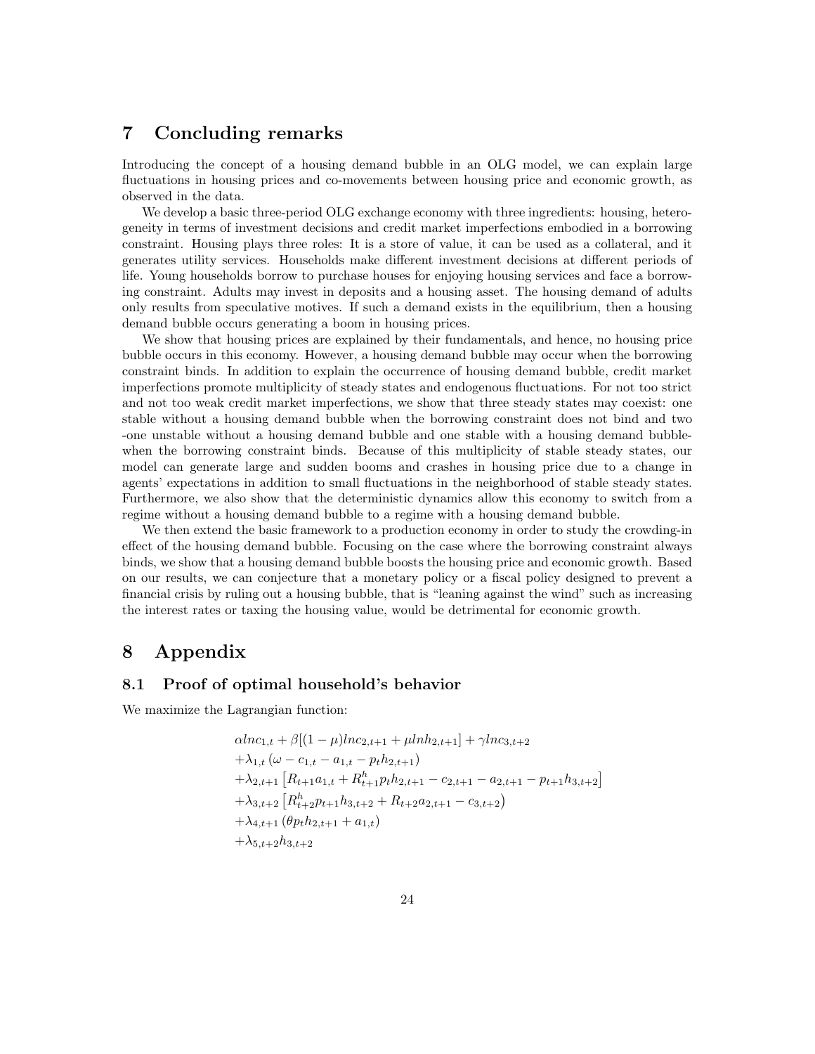# 7 Concluding remarks

Introducing the concept of a housing demand bubble in an OLG model, we can explain large fluctuations in housing prices and co-movements between housing price and economic growth, as observed in the data.

We develop a basic three-period OLG exchange economy with three ingredients: housing, heterogeneity in terms of investment decisions and credit market imperfections embodied in a borrowing constraint. Housing plays three roles: It is a store of value, it can be used as a collateral, and it generates utility services. Households make different investment decisions at different periods of life. Young households borrow to purchase houses for enjoying housing services and face a borrowing constraint. Adults may invest in deposits and a housing asset. The housing demand of adults only results from speculative motives. If such a demand exists in the equilibrium, then a housing demand bubble occurs generating a boom in housing prices.

We show that housing prices are explained by their fundamentals, and hence, no housing price bubble occurs in this economy. However, a housing demand bubble may occur when the borrowing constraint binds. In addition to explain the occurrence of housing demand bubble, credit market imperfections promote multiplicity of steady states and endogenous fluctuations. For not too strict and not too weak credit market imperfections, we show that three steady states may coexist: one stable without a housing demand bubble when the borrowing constraint does not bind and two -one unstable without a housing demand bubble and one stable with a housing demand bubble- when the borrowing constraint binds. Because of this multiplicity of stable steady states, our model can generate large and sudden booms and crashes in housing price due to a change in agents' expectations in addition to small fluctuations in the neighborhood of stable steady states. Furthermore, we also show that the deterministic dynamics allow this economy to switch from a regime without a housing demand bubble to a regime with a housing demand bubble.

We then extend the basic framework to a production economy in order to study the crowding-in effect of the housing demand bubble. Focusing on the case where the borrowing constraint always binds, we show that a housing demand bubble boosts the housing price and economic growth. Based on our results, we can conjecture that a monetary policy or a fiscal policy designed to prevent a financial crisis by ruling out a housing bubble, that is "leaning against the wind" such as increasing the interest rates or taxing the housing value, would be detrimental for economic growth.

# 8 Appendix

## 8.1 Proof of optimal household's behavior

We maximize the Lagrangian function:

$$
\begin{aligned}
&\alpha ln c_{1,t} + \beta[(1-\mu) ln c_{2,t+1} + \mu ln h_{2,t+1}] + \gamma ln c_{3,t+2} \\
&+\lambda_{1,t}\left(\omega - c_{1,t} - a_{1,t} - p_t h_{2,t+1}\right) \\
&+\lambda_{2,t+1}\left[R_{t+1}a_{1,t} + R^h_{t+1}p_t h_{2,t+1} - c_{2,t+1} - a_{2,t+1} - p_{t+1}h_{3,t+2}\right] \\
&+\lambda_{3,t+2}\left[R^h_{t+2}p_{t+1}h_{3,t+2} + R_{t+2}a_{2,t+1} - c_{3,t+2}\right) \\
&+\lambda_{4,t+1}\left(\theta p_t h_{2,t+1} + a_{1,t}\right) \\
&+\lambda_{5,t+2}h_{3,t+2}
\end{aligned}
$$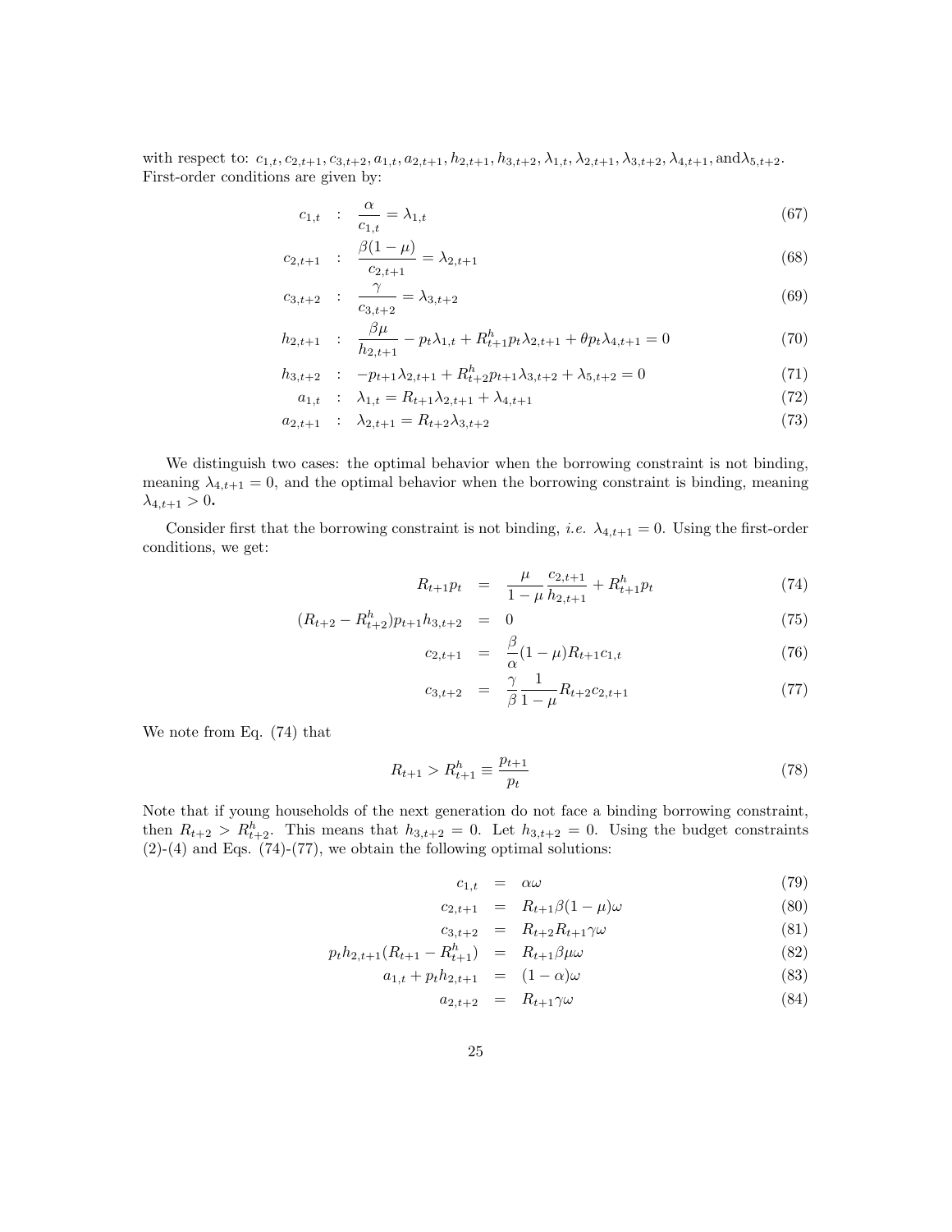with respect to: $c_{1,t}, c_{2,t+1}, c_{3,t+2}, a_{1,t}, a_{2,t+1}, h_{2,t+1}, h_{3,t+2}, \lambda_{1,t}, \lambda_{2,t+1}, \lambda_{3,t+2}, \lambda_{4,t+1}, \text{and} \lambda_{5,t+2}$. First-order conditions are given by:

$$c_{1,t} \quad : \quad \frac{\alpha}{c_{1,t}} = \lambda_{1,t} \tag{67}$$

$$c_{2,t+1} \quad : \quad \frac{\beta(1-\mu)}{c_{2,t+1}} = \lambda_{2,t+1} \tag{68}$$

$$c_{3,t+2} \quad : \quad \frac{\gamma}{c_{3,t+2}} = \lambda_{3,t+2} \tag{69}$$

$$h_{2,t+1} \quad : \quad \frac{\beta\mu}{h_{2,t+1}} - p_t\lambda_{1,t} + R^h_{t+1}p_t\lambda_{2,t+1} + \theta p_t \lambda_{4,t+1} = 0 \tag{70}$$

$$h_{3,t+2} \quad : \quad -p_{t+1}\lambda_{2,t+1} + R^h_{t+2}p_{t+1}\lambda_{3,t+2} + \lambda_{5,t+2} = 0 \tag{71}$$

$$a_{1,t} \quad : \quad \lambda_{1,t} = R_{t+1}\lambda_{2,t+1} + \lambda_{4,t+1} \tag{72}$$

$$a_{2,t+1} \quad : \quad \lambda_{2,t+1} = R_{t+2}\lambda_{3,t+2} \tag{73}$$

We distinguish two cases: the optimal behavior when the borrowing constraint is not binding, meaning $\lambda_{4,t+1} = 0$, and the optimal behavior when the borrowing constraint is binding, meaning $\lambda_{4,t+1} > 0$.

Consider first that the borrowing constraint is not binding, *i.e.* $\lambda_{4,t+1} = 0$. Using the first-order conditions, we get:

$$R_{t+1}p_t = \frac{\mu}{1-\mu}\frac{c_{2,t+1}}{h_{2,t+1}} + R^h_{t+1}p_t \tag{74}$$

$$(R_{t+2} - R^h_{t+2})p_{t+1}h_{3,t+2} = 0 \tag{75}$$

$$c_{2,t+1} = \frac{\beta}{\alpha}(1-\mu)R_{t+1}c_{1,t} \tag{76}$$

$$c_{3,t+2} = \frac{\gamma}{\beta}\frac{1}{1-\mu}R_{t+2}c_{2,t+1} \tag{77}$$

We note from Eq. (74) that

$$R_{t+1} > R^h_{t+1} \equiv \frac{p_{t+1}}{p_t} \tag{78}$$

Note that if young households of the next generation do not face a binding borrowing constraint, then $R_{t+2} > R^h_{t+2}$. This means that $h_{3,t+2} = 0$. Let $h_{3,t+2} = 0$. Using the budget constraints (2)-(4) and Eqs. (74)-(77), we obtain the following optimal solutions:

$$c_{1,t} = \alpha\omega \tag{79}$$

$$c_{2,t+1} = R_{t+1}\beta(1-\mu)\omega \tag{80}$$

$$c_{3,t+2} = R_{t+2}R_{t+1}\gamma\omega \tag{81}$$

$$p_t h_{2,t+1}(R_{t+1} - R^h_{t+1}) = R_{t+1}\beta\mu\omega \tag{82}$$

$$a_{1,t} + p_t h_{2,t+1} = (1-\alpha)\omega \tag{83}$$

$$a_{2,t+2} = R_{t+1}\gamma\omega \tag{84}$$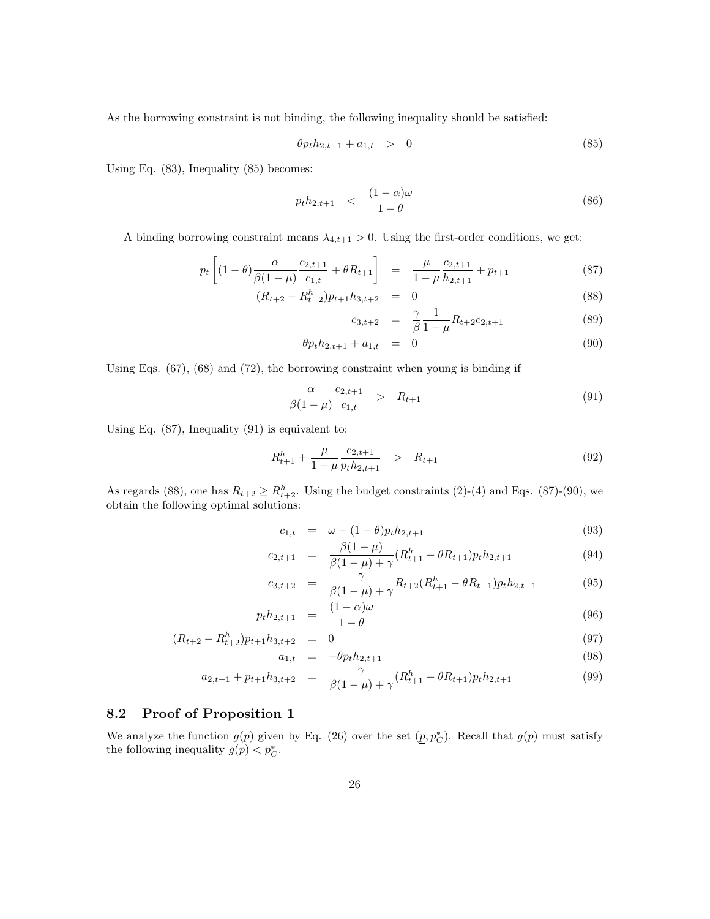As the borrowing constraint is not binding, the following inequality should be satisfied:

$$\theta p_t h_{2,t+1} + a_{1,t} \quad > \quad 0 \tag{85}$$

Using Eq. (83), Inequality (85) becomes:

$$p_t h_{2,t+1} \quad < \quad \frac{(1-\alpha)\omega}{1-\theta} \tag{86}$$

A binding borrowing constraint means $\lambda_{4,t+1} > 0$. Using the first-order conditions, we get:

$$p_t \left[ (1-\theta) \frac{\alpha}{\beta(1-\mu)} \frac{c_{2,t+1}}{c_{1,t}} + \theta R_{t+1} \right] = \frac{\mu}{1-\mu} \frac{c_{2,t+1}}{h_{2,t+1}} + p_{t+1} \tag{87}$$

$$(R_{t+2} - R^h_{t+2}) p_{t+1} h_{3,t+2} = 0 \tag{88}$$

$$c_{3,t+2} = \frac{\gamma}{\beta} \frac{1}{1-\mu} R_{t+2} c_{2,t+1} \tag{89}$$

$$\theta p_t h_{2,t+1} + a_{1,t} = 0 \tag{90}$$

Using Eqs. (67), (68) and (72), the borrowing constraint when young is binding if

$$\frac{\alpha}{\beta(1-\mu)} \frac{c_{2,t+1}}{c_{1,t}} \quad > \quad R_{t+1} \tag{91}$$

Using Eq. (87), Inequality (91) is equivalent to:

$$R^h_{t+1} + \frac{\mu}{1-\mu} \frac{c_{2,t+1}}{p_t h_{2,t+1}} \quad > \quad R_{t+1} \tag{92}$$

As regards (88), one has $R_{t+2} \geq R^h_{t+2}$. Using the budget constraints (2)-(4) and Eqs. (87)-(90), we obtain the following optimal solutions:

$$c_{1,t} = \omega - (1-\theta) p_t h_{2,t+1} \tag{93}$$

$$c_{2,t+1} = \frac{\beta(1-\mu)}{\beta(1-\mu)+\gamma} (R^h_{t+1} - \theta R_{t+1}) p_t h_{2,t+1} \tag{94}$$

$$c_{3,t+2} = \frac{\gamma}{\beta(1-\mu)+\gamma} R_{t+2} (R^h_{t+1} - \theta R_{t+1}) p_t h_{2,t+1} \tag{95}$$

$$p_t h_{2,t+1} = \frac{(1-\alpha)\omega}{1-\theta} \tag{96}$$

$$(R_{t+2} - R^h_{t+2}) p_{t+1} h_{3,t+2} = 0 \tag{97}$$

$$a_{1,t} = -\theta p_t h_{2,t+1} \tag{98}$$

$$a_{2,t+1} + p_{t+1} h_{3,t+2} = \frac{\gamma}{\beta(1-\mu)+\gamma} (R^h_{t+1} - \theta R_{t+1}) p_t h_{2,t+1} \tag{99}$$

## 8.2 Proof of Proposition 1

We analyze the function $g(p)$ given by Eq. (26) over the set $(\underline{p}, p^*_C)$. Recall that $g(p)$ must satisfy the following inequality $g(p) < p^*_C$.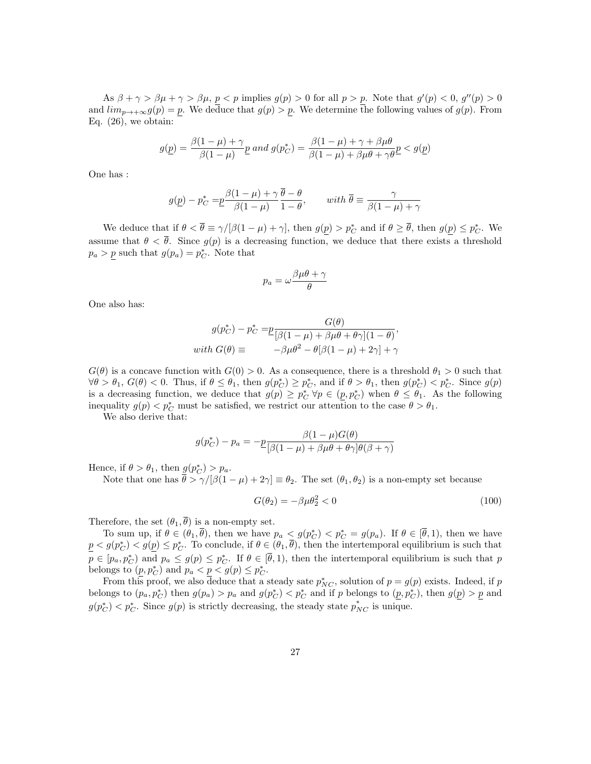As $\beta + \gamma > \beta\mu + \gamma > \beta\mu$, $\underline{p} < p$ implies $g(p) > 0$ for all $p > \underline{p}$. Note that $g'(p) < 0$, $g''(p) > 0$ and $lim_{p \to +\infty} g(p) = \underline{p}$. We deduce that $g(p) > \underline{p}$. We determine the following values of $g(p)$. From Eq. (26), we obtain:

$$g(\underline{p}) = \frac{\beta(1-\mu) + \gamma}{\beta(1-\mu)}\underline{p} \; and \; g(p_C^*) = \frac{\beta(1-\mu) + \gamma + \beta\mu\theta}{\beta(1-\mu) + \beta\mu\theta + \gamma\theta}\underline{p} < g(\underline{p})$$

One has :

$$g(\underline{p}) - p_C^* = \underline{p}\frac{\beta(1-\mu) + \gamma}{\beta(1-\mu)}\frac{\overline{\theta} - \theta}{1-\theta}, \qquad with \; \overline{\theta} \equiv \frac{\gamma}{\beta(1-\mu) + \gamma}$$

We deduce that if $\theta < \overline{\theta} \equiv \gamma/[\beta(1-\mu) + \gamma]$, then $g(\underline{p}) > p_C^*$ and if $\theta \geq \overline{\theta}$, then $g(\underline{p}) \leq p_C^*$. We assume that $\theta < \overline{\theta}$. Since $g(p)$ is a decreasing function, we deduce that there exists a threshold $p_a > \underline{p}$ such that $g(p_a) = p_C^*$. Note that

$$p_a = \omega\frac{\beta\mu\theta + \gamma}{\theta}$$

One also has:

$$\begin{aligned} g(p_C^*) - p_C^* =& \underline{p}\frac{G(\theta)}{[\beta(1-\mu) + \beta\mu\theta + \theta\gamma](1-\theta)}, \\ with \; G(\theta) \equiv& \quad -\beta\mu\theta^2 - \theta[\beta(1-\mu) + 2\gamma] + \gamma \end{aligned}$$

$G(\theta)$ is a concave function with $G(0) > 0$. As a consequence, there is a threshold $\theta_1 > 0$ such that $\forall \theta > \theta_1$, $G(\theta) < 0$. Thus, if $\theta \leq \theta_1$, then $g(p_C^*) \geq p_C^*$, and if $\theta > \theta_1$, then $g(p_C^*) < p_C^*$. Since $g(p)$ is a decreasing function, we deduce that $g(p) \geq p_C^* \; \forall p \in (\underline{p}, p_C^*)$ when $\theta \leq \theta_1$. As the following inequality $g(p) < p_C^*$ must be satisfied, we restrict our attention to the case $\theta > \theta_1$.

We also derive that:

$$g(p_C^*) - p_a = -\underline{p}\frac{\beta(1-\mu)G(\theta)}{[\beta(1-\mu) + \beta\mu\theta + \theta\gamma]\theta(\beta + \gamma)}$$

Hence, if $\theta > \theta_1$, then $g(p_C^*) > p_a$.

Note that one has $\overline{\theta} > \gamma/[\beta(1-\mu) + 2\gamma] \equiv \theta_2$. The set $(\theta_1, \theta_2)$ is a non-empty set because

$$G(\theta_2) = -\beta\mu\theta_2^2 < 0 \tag{100}$$

Therefore, the set $(\theta_1, \overline{\theta})$ is a non-empty set.

To sum up, if $\theta \in (\theta_1, \overline{\theta})$, then we have $p_a < g(p_C^*) < p_C^* = g(p_a)$. If $\theta \in [\overline{\theta}, 1)$, then we have $\underline{p} < g(p_C^*) < g(\underline{p}) \leq p_C^*$. To conclude, if $\theta \in (\theta_1, \overline{\theta})$, then the intertemporal equilibrium is such that $p \in [p_a, p_C^*)$ and $p_a \leq g(p) \leq p_C^*$. If $\theta \in [\overline{\theta}, 1)$, then the intertemporal equilibrium is such that $p$ belongs to $(\underline{p}, p_C^*)$ and $p_a < \underline{p} < g(p) \leq p_C^*$.

From this proof, we also deduce that a steady sate $p_{NC}^*$, solution of $p = g(p)$ exists. Indeed, if $p$ belongs to $(p_a, p_C^*)$ then $g(p_a) > p_a$ and $g(p_C^*) < p_C^*$ and if $p$ belongs to $(\underline{p}, p_C^*)$, then $g(\underline{p}) > \underline{p}$ and $g(p_C^*) < p_C^*$. Since $g(p)$ is strictly decreasing, the steady state $p_{NC}^*$ is unique.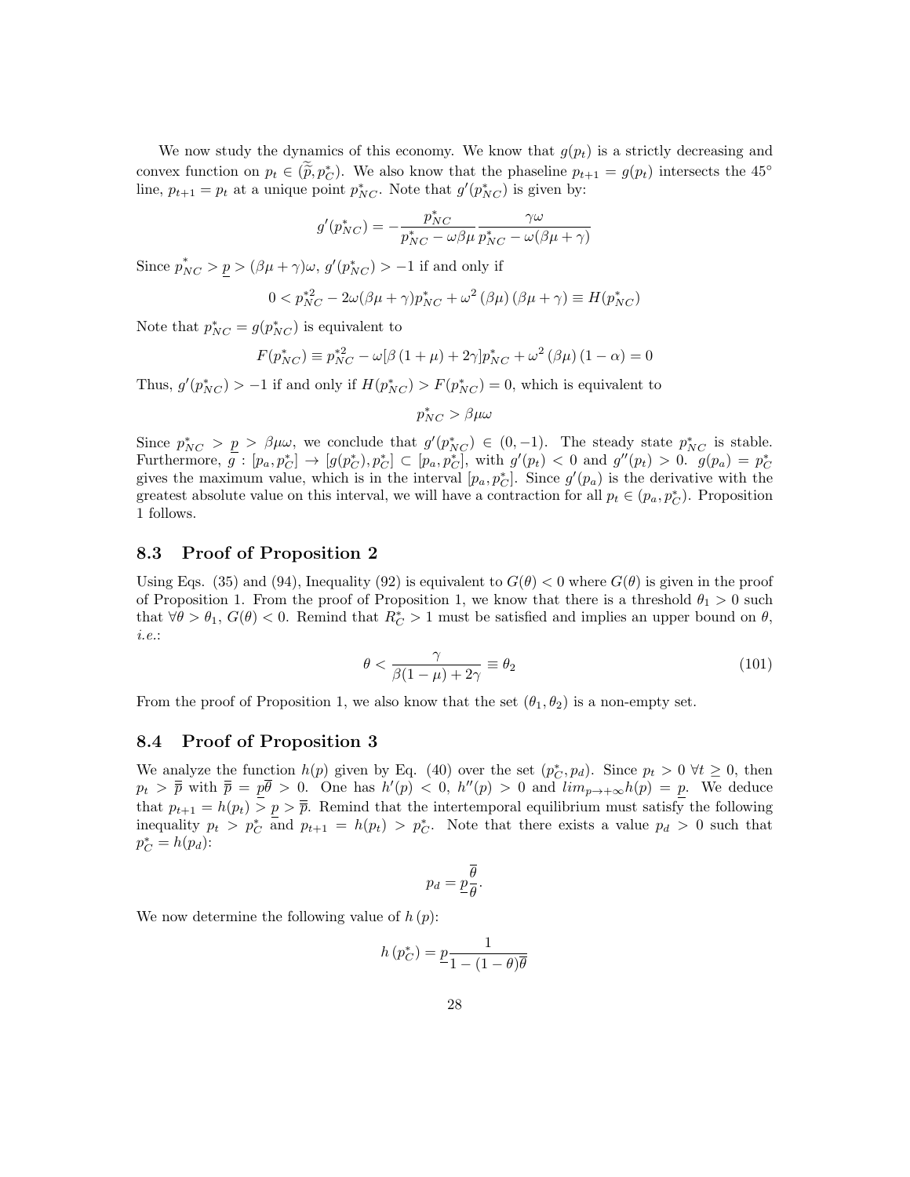We now study the dynamics of this economy. We know that $g(p_t)$ is a strictly decreasing and convex function on $p_t \in (\widetilde{p}, p_C^*)$. We also know that the phaseline $p_{t+1} = g(p_t)$ intersects the 45° line, $p_{t+1} = p_t$ at a unique point $p_{NC}^*$. Note that $g'(p_{NC}^*)$ is given by:

$$g'(p_{NC}^*) = -\frac{p_{NC}^*}{p_{NC}^* - \omega\beta\mu} \frac{\gamma\omega}{p_{NC}^* - \omega(\beta\mu + \gamma)}$$

Since $p_{NC}^* > \underline{p} > (\beta\mu + \gamma)\omega$, $g'(p_{NC}^*) > -1$ if and only if

$$0 < p_{NC}^{*2} - 2\omega(\beta\mu + \gamma)p_{NC}^* + \omega^2 (\beta\mu) (\beta\mu + \gamma) \equiv H(p_{NC}^*)$$

Note that $p_{NC}^* = g(p_{NC}^*)$ is equivalent to

$$F(p_{NC}^*) \equiv p_{NC}^{*2} - \omega[\beta (1 + \mu) + 2\gamma]p_{NC}^* + \omega^2 (\beta\mu) (1 - \alpha) = 0$$

Thus, $g'(p_{NC}^*) > -1$ if and only if $H(p_{NC}^*) > F(p_{NC}^*) = 0$, which is equivalent to

$$p_{NC}^* > \beta\mu\omega$$

Since $p_{NC}^* > \underline{p} > \beta\mu\omega$, we conclude that $g'(p_{NC}^*) \in (0, -1)$. The steady state $p_{NC}^*$ is stable. Furthermore, $g : [p_a, p_C^*] \to [g(p_C^*), p_C^*] \subset [p_a, p_C^*]$, with $g'(p_t) < 0$ and $g''(p_t) > 0$. $g(p_a) = p_C^*$ gives the maximum value, which is in the interval $[p_a, p_C^*]$. Since $g'(p_a)$ is the derivative with the greatest absolute value on this interval, we will have a contraction for all $p_t \in (p_a, p_C^*)$. Proposition 1 follows.

## 8.3 Proof of Proposition 2

Using Eqs. (35) and (94), Inequality (92) is equivalent to $G(\theta) < 0$ where $G(\theta)$ is given in the proof of Proposition 1. From the proof of Proposition 1, we know that there is a threshold $\theta_1 > 0$ such that $\forall \theta > \theta_1$, $G(\theta) < 0$. Remind that $R_C^* > 1$ must be satisfied and implies an upper bound on $\theta$, *i.e.*:

$$\theta < \frac{\gamma}{\beta(1 - \mu) + 2\gamma} \equiv \theta_2 \tag{101}$$

From the proof of Proposition 1, we also know that the set $(\theta_1, \theta_2)$ is a non-empty set.

## 8.4 Proof of Proposition 3

We analyze the function $h(p)$ given by Eq. (40) over the set $(p_C^*, p_d)$. Since $p_t > 0 \; \forall t \geq 0$, then $p_t > \overline{\overline{p}}$ with $\overline{\overline{p}} = \underline{p}\overline{\theta} > 0$. One has $h'(p) < 0$, $h''(p) > 0$ and $lim_{p \to +\infty} h(p) = \underline{p}$. We deduce that $p_{t+1} = h(p_t) > \underline{p} > \overline{\overline{p}}$. Remind that the intertemporal equilibrium must satisfy the following inequality $p_t > p_C^*$ and $p_{t+1} = h(p_t) > p_C^*$. Note that there exists a value $p_d > 0$ such that $p_C^* = h(p_d)$:

$$p_d = \underline{p}\frac{\overline{\theta}}{\theta}.$$

We now determine the following value of $h(p)$:

$$h(p_C^*) = \underline{p}\frac{1}{1 - (1 - \theta)\overline{\theta}}$$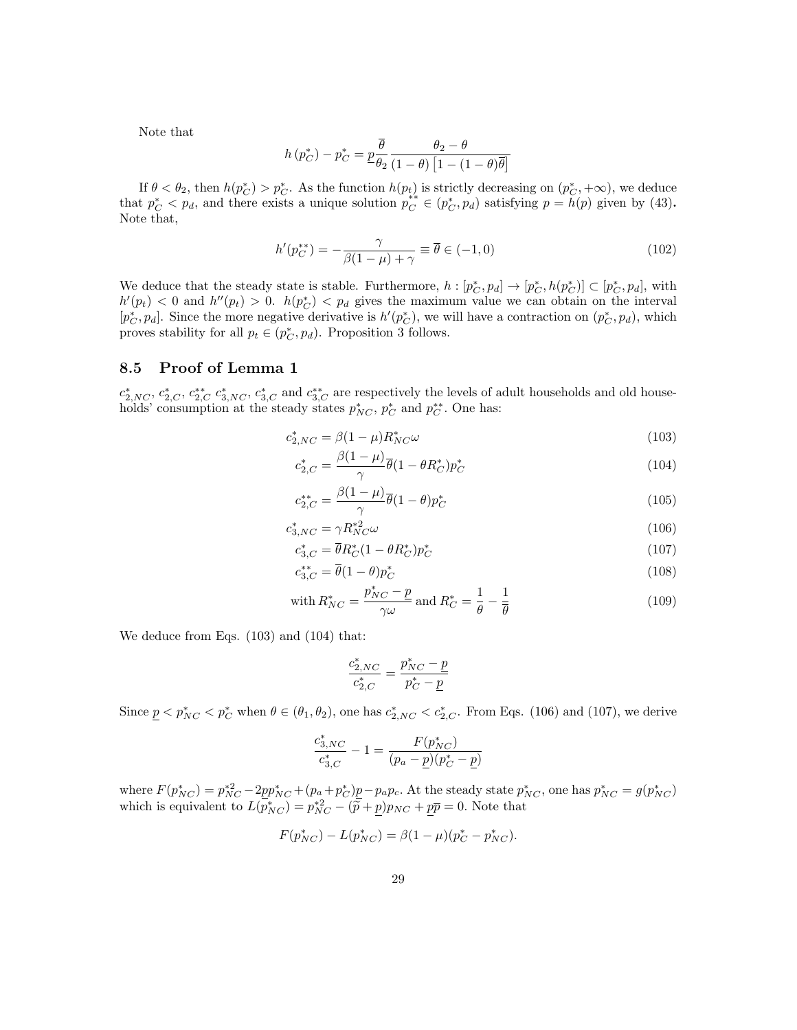Note that

$$h\left(p_C^*\right) - p_C^* = \underline{p}\frac{\overline{\theta}}{\theta_2}\frac{\theta_2 - \theta}{(1-\theta)\left[1-(1-\theta)\overline{\theta}\right]}$$

If $\theta < \theta_2$, then $h(p_C^*) > p_C^*$. As the function $h(p_t)$ is strictly decreasing on $(p_C^*, +\infty)$, we deduce that $p_C^* < p_d$, and there exists a unique solution $p_C^{**} \in (p_C^*, p_d)$ satisfying $p = h(p)$ given by (43)**.** Note that,

$$h'(p_C^{**}) = -\frac{\gamma}{\beta(1-\mu)+\gamma} \equiv \overline{\theta} \in (-1, 0) \tag{102}$$

We deduce that the steady state is stable. Furthermore, $h : [p_C^*, p_d] \to [p_C^*, h(p_C^*)] \subset [p_C^*, p_d]$, with $h'(p_t) < 0$ and $h''(p_t) > 0$. $h(p_C^*) < p_d$ gives the maximum value we can obtain on the interval $[p_C^*, p_d]$. Since the more negative derivative is $h'(p_C^*)$, we will have a contraction on $(p_C^*, p_d)$, which proves stability for all $p_t \in (p_C^*, p_d)$. Proposition 3 follows.

## 8.5 Proof of Lemma 1

$c_{2,NC}^*$, $c_{2,C}^*$, $c_{2,C}^{**}$ $c_{3,NC}^*$, $c_{3,C}^*$ and $c_{3,C}^{**}$ are respectively the levels of adult households and old households' consumption at the steady states $p_{NC}^*$, $p_C^*$ and $p_C^{**}$. One has:

$$c_{2,NC}^* = \beta(1-\mu)R_{NC}^*\omega \tag{103}$$

$$c_{2,C}^* = \frac{\beta(1-\mu)}{\gamma}\overline{\theta}(1-\theta R_C^*)p_C^* \tag{104}$$

$$c_{2,C}^{**} = \frac{\beta(1-\mu)}{\gamma}\overline{\theta}(1-\theta)p_C^* \tag{105}$$

$$c_{3,NC}^* = \gamma R_{NC}^{*2}\omega \tag{106}$$

$$c_{3,C}^* = \overline{\theta}R_C^*(1-\theta R_C^*)p_C^* \tag{107}$$

$$c_{3,C}^{**} = \overline{\theta}(1-\theta)p_C^* \tag{108}$$

$$\text{with } R_{NC}^* = \frac{p_{NC}^* - \underline{p}}{\gamma\omega} \text{ and } R_C^* = \frac{1}{\theta} - \frac{1}{\overline{\theta}} \tag{109}$$

We deduce from Eqs. (103) and (104) that:

$$\frac{c_{2,NC}^*}{c_{2,C}^*} = \frac{p_{NC}^* - \underline{p}}{p_C^* - \underline{p}}$$

Since $\underline{p} < p_{NC}^* < p_C^*$ when $\theta \in (\theta_1, \theta_2)$, one has $c_{2,NC}^* < c_{2,C}^*$. From Eqs. (106) and (107), we derive

$$\frac{c_{3,NC}^*}{c_{3,C}^*} - 1 = \frac{F(p_{NC}^*)}{(p_a - \underline{p})(p_C^* - \underline{p})}$$

where $F(p_{NC}^*) = p_{NC}^{*2} - 2\underline{p}p_{NC}^* + (p_a + p_C^*)\underline{p} - p_a p_c$. At the steady state $p_{NC}^*$, one has $p_{NC}^* = g(p_{NC}^*)$ which is equivalent to $L(p_{NC}^*) = p_{NC}^{*2} - (\widetilde{p} + \underline{p})p_{NC} + \underline{p}\overline{p} = 0$. Note that

$$F(p_{NC}^*) - L(p_{NC}^*) = \beta(1-\mu)(p_C^* - p_{NC}^*).$$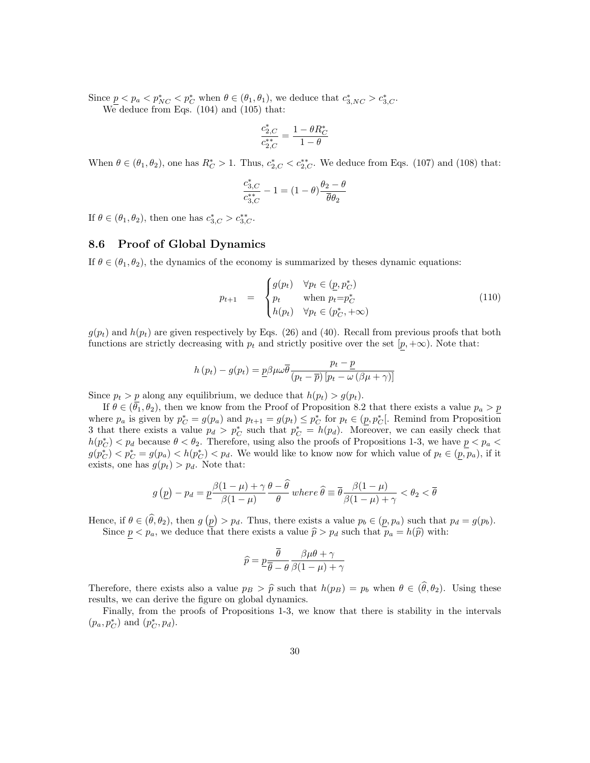Since $\underline{p} < p_a < p^*_{NC} < p^*_C$ when $\theta \in (\theta_1, \theta_1)$, we deduce that $c^*_{3,NC} > c^*_{3,C}$.

We deduce from Eqs. (104) and (105) that:

$$\frac{c^*_{2,C}}{c^{**}_{2,C}} = \frac{1 - \theta R^*_C}{1 - \theta}$$

When $\theta \in (\theta_1, \theta_2)$, one has $R^*_C > 1$. Thus, $c^*_{2,C} < c^{**}_{2,C}$. We deduce from Eqs. (107) and (108) that:

$$\frac{c^*_{3,C}}{c^{**}_{3,C}} - 1 = (1 - \theta)\frac{\theta_2 - \theta}{\overline{\theta}\theta_2}$$

If $\theta \in (\theta_1, \theta_2)$, then one has $c^*_{3,C} > c^{**}_{3,C}$.

## 8.6 Proof of Global Dynamics

If $\theta \in (\theta_1, \theta_2)$, the dynamics of the economy is summarized by theses dynamic equations:

$$p_{t+1} \quad = \quad \begin{cases} g(p_t) & \forall p_t \in (\underline{p}, p^*_C) \\ p_t & \text{when } p_t = p^*_C \\ h(p_t) & \forall p_t \in (p^*_C, +\infty) \end{cases} \tag{110}$$

$g(p_t)$ and $h(p_t)$ are given respectively by Eqs. (26) and (40). Recall from previous proofs that both functions are strictly decreasing with $p_t$ and strictly positive over the set $[\underline{p}, +\infty)$. Note that:

$$h(p_t) - g(p_t) = \underline{p}\beta\mu\omega\overline{\theta}\frac{p_t - \underline{p}}{(p_t - \overline{p})\left[p_t - \omega(\beta\mu + \gamma)\right]}$$

Since $p_t > \underline{p}$ along any equilibrium, we deduce that $h(p_t) > g(p_t)$.

If $\theta \in (\overline{\theta}_1, \theta_2)$, then we know from the Proof of Proposition 8.2 that there exists a value $p_a > \underline{p}$ where $p_a$ is given by $p^*_C = g(p_a)$ and $p_{t+1} = g(p_t) \leq p^*_C$ for $p_t \in (\underline{p}, p^*_C[$. Remind from Proposition 3 that there exists a value $p_d > p^*_C$ such that $p^*_C = h(p_d)$. Moreover, we can easily check that $h(p^*_C) < p_d$ because $\theta < \theta_2$. Therefore, using also the proofs of Propositions 1-3, we have $\underline{p} < p_a < g(p^*_C) < p^*_C = g(p_a) < h(p^*_C) < p_d$. We would like to know now for which value of $p_t \in (\underline{p}, p_a)$, if it exists, one has $g(p_t) > p_d$. Note that:

$$g\left(\underline{p}\right) - p_d = \underline{p}\frac{\beta(1-\mu) + \gamma}{\beta(1-\mu)}\frac{\theta - \widehat{\theta}}{\theta} \; where \; \widehat{\theta} \equiv \overline{\theta}\frac{\beta(1-\mu)}{\beta(1-\mu) + \gamma} < \theta_2 < \overline{\theta}$$

Hence, if $\theta \in (\widehat{\theta}, \theta_2)$, then $g\left(\underline{p}\right) > p_d$. Thus, there exists a value $p_b \in (\underline{p}, p_a)$ such that $p_d = g(p_b)$.

Since $\underline{p} < p_a$, we deduce that there exists a value $\widehat{p} > p_d$ such that $p_a = h(\widehat{p})$ with:

$$\widehat{p} = \underline{p}\frac{\overline{\theta}}{\overline{\theta} - \theta}\frac{\beta\mu\theta + \gamma}{\beta(1-\mu) + \gamma}$$

Therefore, there exists also a value $p_B > \widehat{p}$ such that $h(p_B) = p_b$ when $\theta \in (\widehat{\theta}, \theta_2)$. Using these results, we can derive the figure on global dynamics.

Finally, from the proofs of Propositions 1-3, we know that there is stability in the intervals $(p_a, p^*_C)$ and $(p^*_C, p_d)$.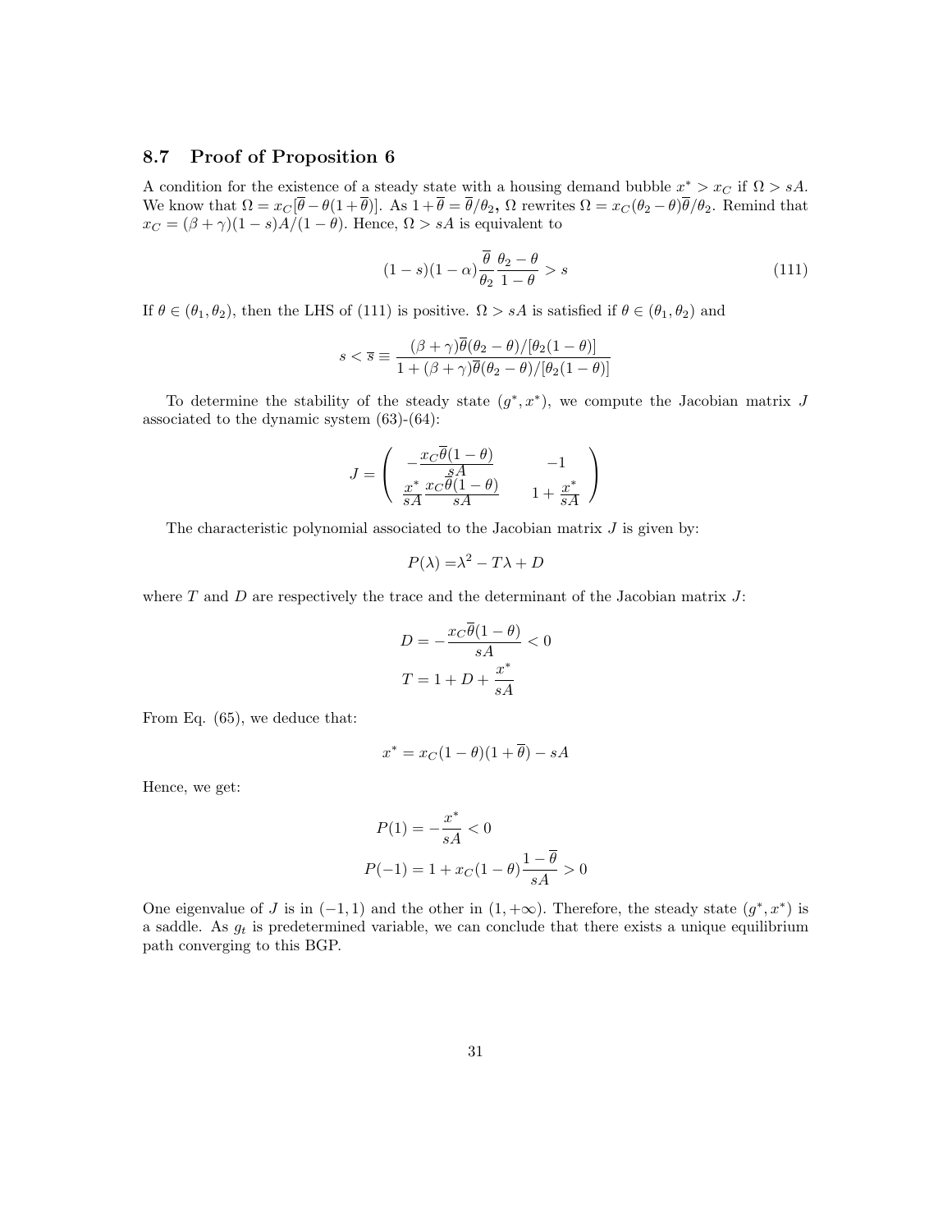### 8.7 Proof of Proposition 6

A condition for the existence of a steady state with a housing demand bubble $x^* > x_C$ if $\Omega > sA$. We know that $\Omega = x_C[\overline{\theta} - \theta(1+\overline{\theta})]$. As $1+\overline{\theta} = \overline{\theta}/\theta_2$, $\Omega$ rewrites $\Omega = x_C(\theta_2 - \theta)\overline{\theta}/\theta_2$. Remind that $x_C = (\beta+\gamma)(1-s)A/(1-\theta)$. Hence, $\Omega > sA$ is equivalent to

$$(1-s)(1-\alpha)\frac{\overline{\theta}}{\theta_2}\frac{\theta_2 - \theta}{1-\theta} > s \tag{111}$$

If $\theta \in (\theta_1, \theta_2)$, then the LHS of (111) is positive. $\Omega > sA$ is satisfied if $\theta \in (\theta_1, \theta_2)$ and

$$s < \overline{s} \equiv \frac{(\beta+\gamma)\overline{\theta}(\theta_2-\theta)/[\theta_2(1-\theta)]}{1+(\beta+\gamma)\overline{\theta}(\theta_2-\theta)/[\theta_2(1-\theta)]}$$

To determine the stability of the steady state $(g^*, x^*)$, we compute the Jacobian matrix $J$ associated to the dynamic system (63)-(64):

$$J = \begin{pmatrix} -\dfrac{x_C\overline{\theta}(1-\theta)}{sA} & -1 \\ \dfrac{x^*}{sA}\dfrac{x_C\overline{\theta}(1-\theta)}{sA} & 1+\dfrac{x^*}{sA} \end{pmatrix}$$

The characteristic polynomial associated to the Jacobian matrix $J$ is given by:

$$P(\lambda) = \lambda^2 - T\lambda + D$$

where $T$ and $D$ are respectively the trace and the determinant of the Jacobian matrix $J$:

$$D = -\frac{x_C\overline{\theta}(1-\theta)}{sA} < 0$$

$$T = 1 + D + \frac{x^*}{sA}$$

From Eq. (65), we deduce that:

$$x^* = x_C(1-\theta)(1+\overline{\theta}) - sA$$

Hence, we get:

$$P(1) = -\frac{x^*}{sA} < 0$$

$$P(-1) = 1 + x_C(1-\theta)\frac{1-\overline{\theta}}{sA} > 0$$

One eigenvalue of $J$ is in $(-1, 1)$ and the other in $(1, +\infty)$. Therefore, the steady state $(g^*, x^*)$ is a saddle. As $g_t$ is predetermined variable, we can conclude that there exists a unique equilibrium path converging to this BGP.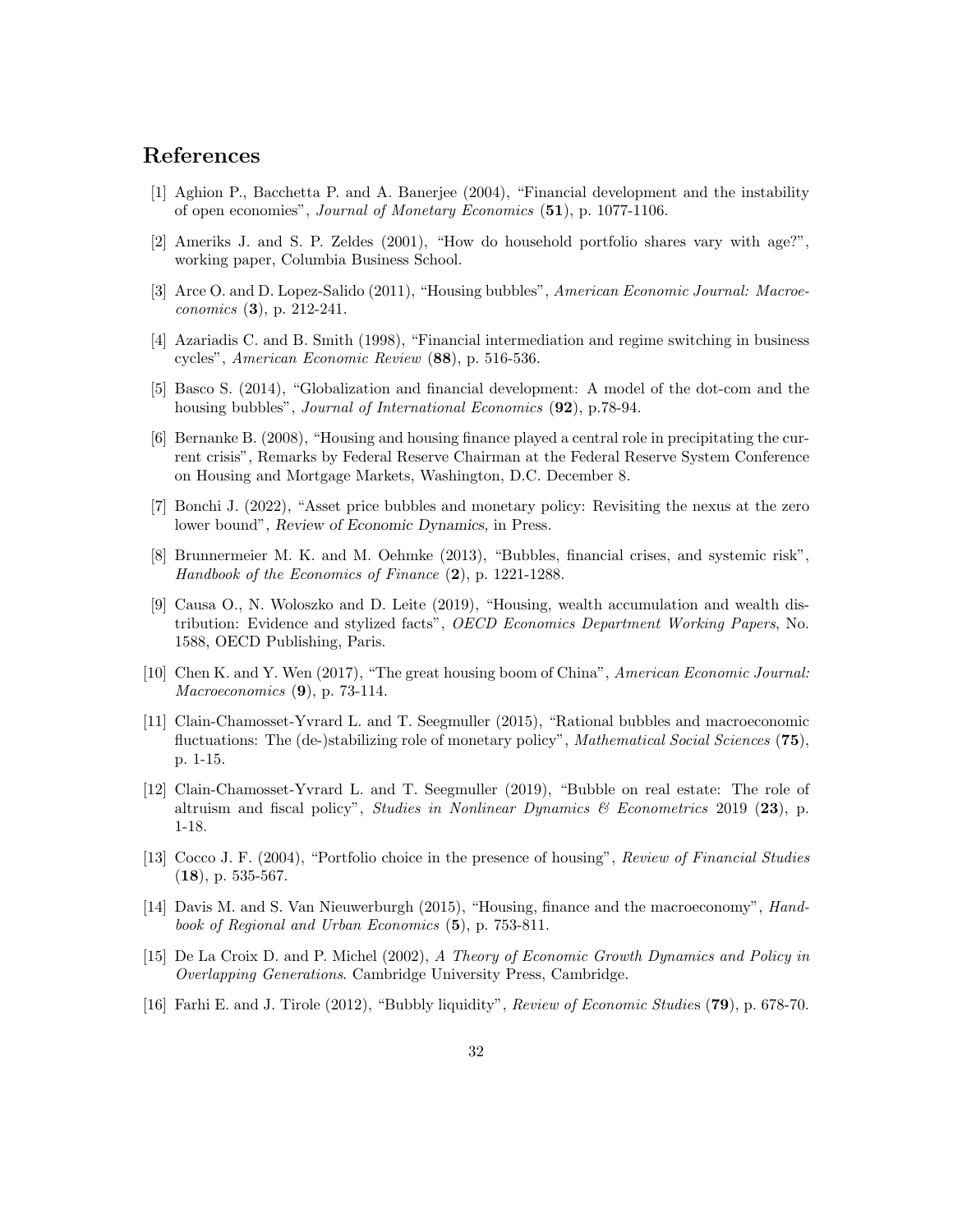# References

[1] Aghion P., Bacchetta P. and A. Banerjee (2004), "Financial development and the instability of open economies", *Journal of Monetary Economics* (**51**), p. 1077-1106.

[2] Ameriks J. and S. P. Zeldes (2001), "How do household portfolio shares vary with age?", working paper, Columbia Business School.

[3] Arce O. and D. Lopez-Salido (2011), "Housing bubbles", *American Economic Journal: Macroeconomics* (**3**), p. 212-241.

[4] Azariadis C. and B. Smith (1998), "Financial intermediation and regime switching in business cycles", *American Economic Review* (**88**), p. 516-536.

[5] Basco S. (2014), "Globalization and financial development: A model of the dot-com and the housing bubbles", *Journal of International Economics* (**92**), p.78-94.

[6] Bernanke B. (2008), "Housing and housing finance played a central role in precipitating the current crisis", Remarks by Federal Reserve Chairman at the Federal Reserve System Conference on Housing and Mortgage Markets, Washington, D.C. December 8.

[7] Bonchi J. (2022), "Asset price bubbles and monetary policy: Revisiting the nexus at the zero lower bound", *Review of Economic Dynamics*, in Press.

[8] Brunnermeier M. K. and M. Oehmke (2013), "Bubbles, financial crises, and systemic risk", *Handbook of the Economics of Finance* (**2**), p. 1221-1288.

[9] Causa O., N. Woloszko and D. Leite (2019), "Housing, wealth accumulation and wealth distribution: Evidence and stylized facts", *OECD Economics Department Working Papers*, No. 1588, OECD Publishing, Paris.

[10] Chen K. and Y. Wen (2017), "The great housing boom of China", *American Economic Journal: Macroeconomics* (**9**), p. 73-114.

[11] Clain-Chamosset-Yvrard L. and T. Seegmuller (2015), "Rational bubbles and macroeconomic fluctuations: The (de-)stabilizing role of monetary policy", *Mathematical Social Sciences* (**75**), p. 1-15.

[12] Clain-Chamosset-Yvrard L. and T. Seegmuller (2019), "Bubble on real estate: The role of altruism and fiscal policy", *Studies in Nonlinear Dynamics & Econometrics* 2019 (**23**), p. 1-18.

[13] Cocco J. F. (2004), "Portfolio choice in the presence of housing", *Review of Financial Studies* (**18**), p. 535-567.

[14] Davis M. and S. Van Nieuwerburgh (2015), "Housing, finance and the macroeconomy", *Handbook of Regional and Urban Economics* (**5**), p. 753-811.

[15] De La Croix D. and P. Michel (2002), *A Theory of Economic Growth Dynamics and Policy in Overlapping Generations*. Cambridge University Press, Cambridge.

[16] Farhi E. and J. Tirole (2012), "Bubbly liquidity", *Review of Economic Studies* (**79**), p. 678-70.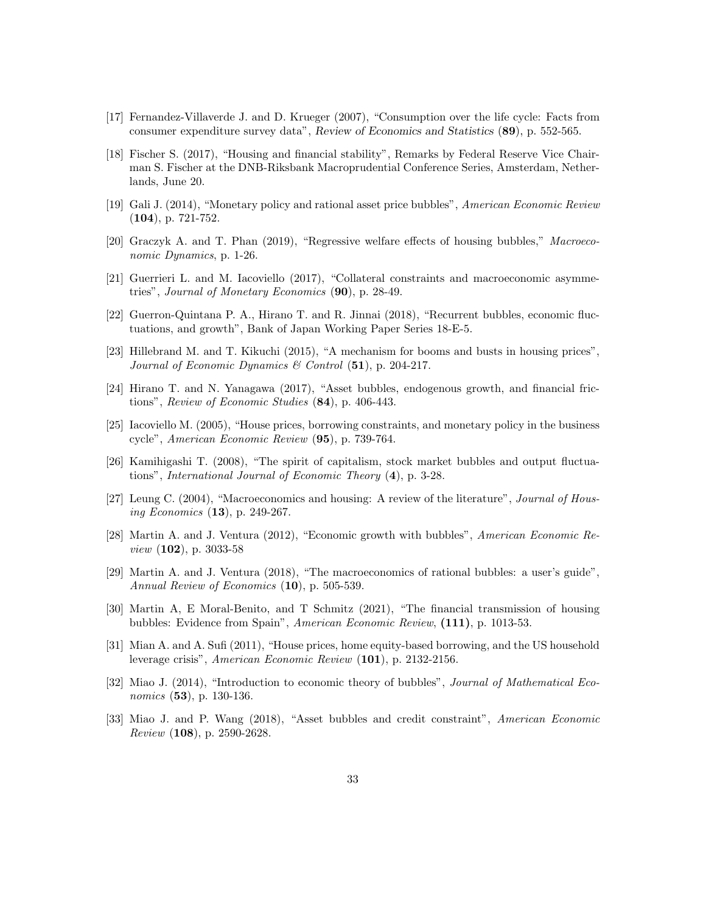[17] Fernandez-Villaverde J. and D. Krueger (2007), "Consumption over the life cycle: Facts from consumer expenditure survey data", *Review of Economics and Statistics* (**89**), p. 552-565.

[18] Fischer S. (2017), "Housing and financial stability", Remarks by Federal Reserve Vice Chairman S. Fischer at the DNB-Riksbank Macroprudential Conference Series, Amsterdam, Netherlands, June 20.

[19] Gali J. (2014), "Monetary policy and rational asset price bubbles", *American Economic Review* (**104**), p. 721-752.

[20] Graczyk A. and T. Phan (2019), "Regressive welfare effects of housing bubbles," *Macroeconomic Dynamics*, p. 1-26.

[21] Guerrieri L. and M. Iacoviello (2017), "Collateral constraints and macroeconomic asymmetries", *Journal of Monetary Economics* (**90**), p. 28-49.

[22] Guerron-Quintana P. A., Hirano T. and R. Jinnai (2018), "Recurrent bubbles, economic fluctuations, and growth", Bank of Japan Working Paper Series 18-E-5.

[23] Hillebrand M. and T. Kikuchi (2015), "A mechanism for booms and busts in housing prices", *Journal of Economic Dynamics & Control* (**51**), p. 204-217.

[24] Hirano T. and N. Yanagawa (2017), "Asset bubbles, endogenous growth, and financial frictions", *Review of Economic Studies* (**84**), p. 406-443.

[25] Iacoviello M. (2005), "House prices, borrowing constraints, and monetary policy in the business cycle", *American Economic Review* (**95**), p. 739-764.

[26] Kamihigashi T. (2008), "The spirit of capitalism, stock market bubbles and output fluctuations", *International Journal of Economic Theory* (**4**), p. 3-28.

[27] Leung C. (2004), "Macroeconomics and housing: A review of the literature", *Journal of Housing Economics* (**13**), p. 249-267.

[28] Martin A. and J. Ventura (2012), "Economic growth with bubbles", *American Economic Review* (**102**), p. 3033-58

[29] Martin A. and J. Ventura (2018), "The macroeconomics of rational bubbles: a user's guide", *Annual Review of Economics* (**10**), p. 505-539.

[30] Martin A, E Moral-Benito, and T Schmitz (2021), "The financial transmission of housing bubbles: Evidence from Spain", *American Economic Review*, **(111)**, p. 1013-53.

[31] Mian A. and A. Sufi (2011), "House prices, home equity-based borrowing, and the US household leverage crisis", *American Economic Review* (**101**), p. 2132-2156.

[32] Miao J. (2014), "Introduction to economic theory of bubbles", *Journal of Mathematical Economics* (**53**), p. 130-136.

[33] Miao J. and P. Wang (2018), "Asset bubbles and credit constraint", *American Economic Review* (**108**), p. 2590-2628.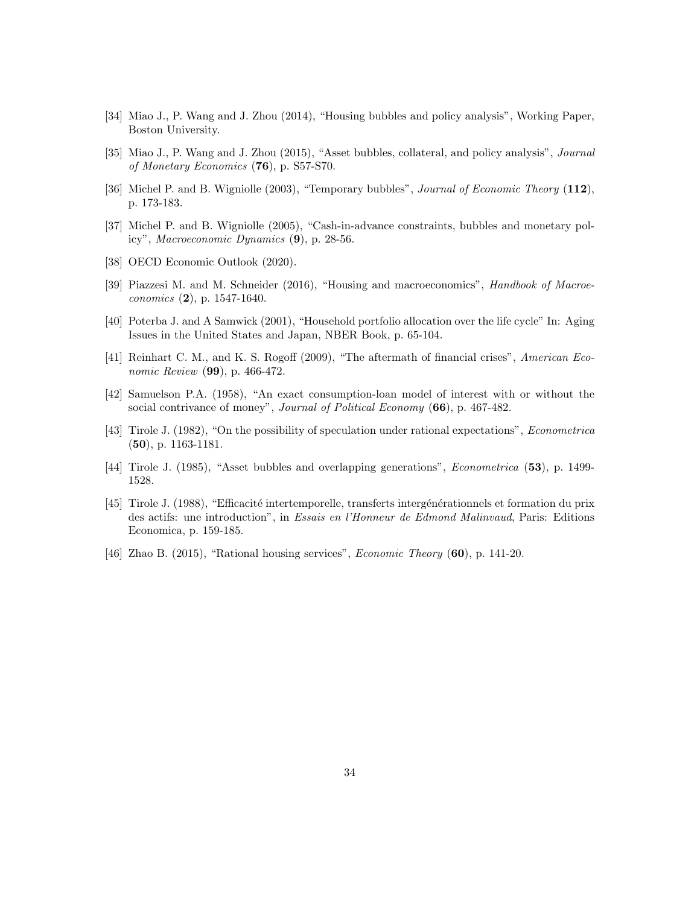[34] Miao J., P. Wang and J. Zhou (2014), "Housing bubbles and policy analysis", Working Paper, Boston University.

[35] Miao J., P. Wang and J. Zhou (2015), "Asset bubbles, collateral, and policy analysis", *Journal of Monetary Economics* (**76**), p. S57-S70.

[36] Michel P. and B. Wigniolle (2003), "Temporary bubbles", *Journal of Economic Theory* (**112**), p. 173-183.

[37] Michel P. and B. Wigniolle (2005), "Cash-in-advance constraints, bubbles and monetary policy", *Macroeconomic Dynamics* (**9**), p. 28-56.

[38] OECD Economic Outlook (2020).

[39] Piazzesi M. and M. Schneider (2016), "Housing and macroeconomics", *Handbook of Macroeconomics* (**2**), p. 1547-1640.

[40] Poterba J. and A Samwick (2001), "Household portfolio allocation over the life cycle" In: Aging Issues in the United States and Japan, NBER Book, p. 65-104.

[41] Reinhart C. M., and K. S. Rogoff (2009), "The aftermath of financial crises", *American Economic Review* (**99**), p. 466-472.

[42] Samuelson P.A. (1958), "An exact consumption-loan model of interest with or without the social contrivance of money", *Journal of Political Economy* (**66**), p. 467-482.

[43] Tirole J. (1982), "On the possibility of speculation under rational expectations", *Econometrica* (**50**), p. 1163-1181.

[44] Tirole J. (1985), "Asset bubbles and overlapping generations", *Econometrica* (**53**), p. 1499-1528.

[45] Tirole J. (1988), "Efficacité intertemporelle, transferts intergénérationnels et formation du prix des actifs: une introduction", in *Essais en l'Honneur de Edmond Malinvaud*, Paris: Editions Economica, p. 159-185.

[46] Zhao B. (2015), "Rational housing services", *Economic Theory* (**60**), p. 141-20.